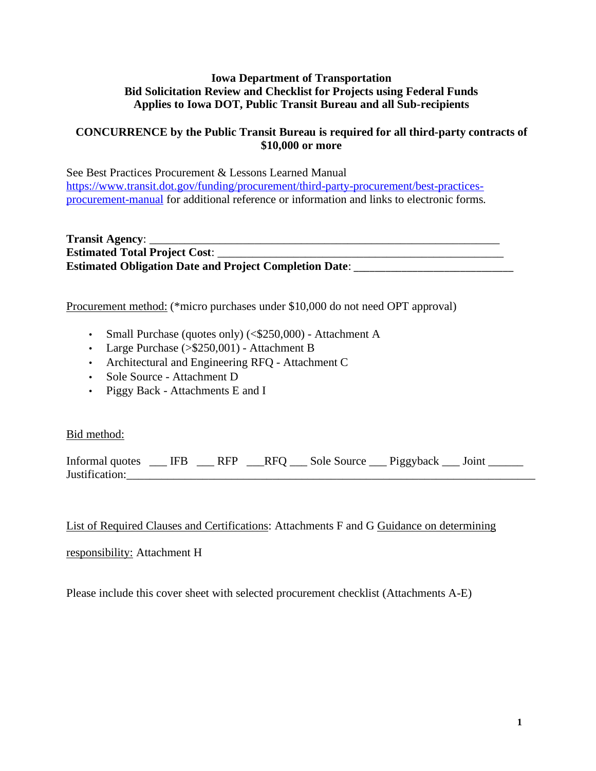**Iowa Department of Transportation**
**Bid Solicitation Review and Checklist for Projects using Federal Funds**
**Applies to Iowa DOT, Public Transit Bureau and all Sub-recipients**

**CONCURRENCE by the Public Transit Bureau is required for all third-party contracts of $10,000 or more**

See Best Practices Procurement & Lessons Learned Manual [https://www.transit.dot.gov/funding/procurement/third-party-procurement/best-practices-procurement-manual](https://www.transit.dot.gov/funding/procurement/third-party-procurement/best-practices-procurement-manual) for additional reference or information and links to electronic forms.

**Transit Agency**: ______________________________________________________________

**Estimated Total Project Cost**: ___________________________________________________

**Estimated Obligation Date and Project Completion Date**: ___________________________

Procurement method: (*micro purchases under $10,000 do not need OPT approval)

- Small Purchase (quotes only) (<$250,000) - Attachment A
- Large Purchase (>$250,001) - Attachment B
- Architectural and Engineering RFQ - Attachment C
- Sole Source - Attachment D
- Piggy Back - Attachments E and I

Bid method:

Informal quotes ___ IFB ___ RFP ___RFQ ___ Sole Source ___ Piggyback ___ Joint ______
Justification:_______________________________________________________________________

List of Required Clauses and Certifications: Attachments F and G Guidance on determining responsibility: Attachment H

Please include this cover sheet with selected procurement checklist (Attachments A-E)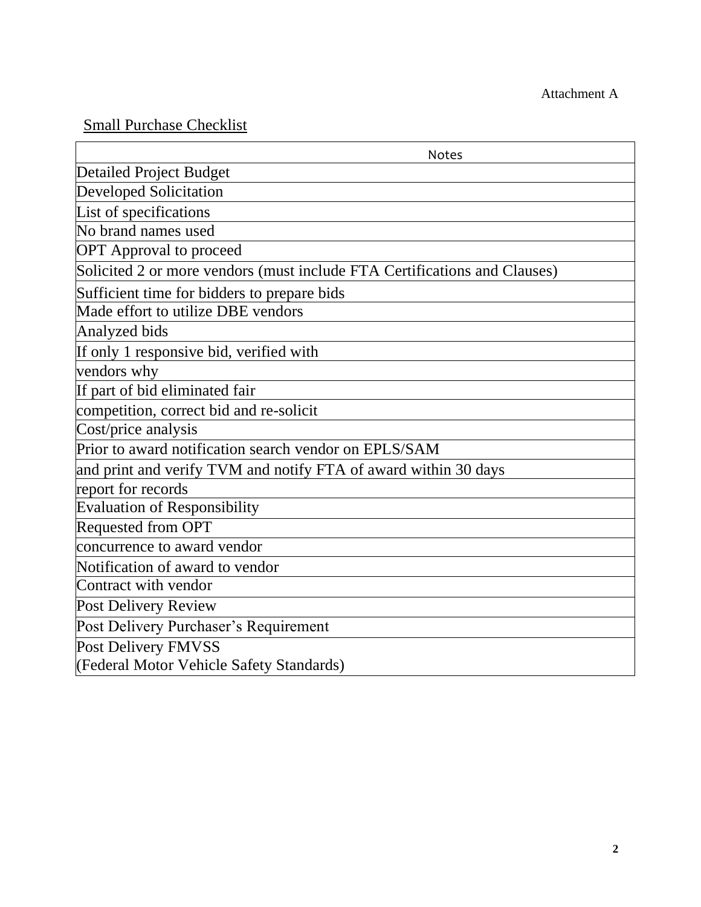Attachment A

Small Purchase Checklist

| Notes |
| --- |
| Detailed Project Budget |
| Developed Solicitation |
| List of specifications |
| No brand names used |
| OPT Approval to proceed |
| Solicited 2 or more vendors (must include FTA Certifications and Clauses) |
| Sufficient time for bidders to prepare bids |
| Made effort to utilize DBE vendors |
| Analyzed bids |
| If only 1 responsive bid, verified with |
| vendors why |
| If part of bid eliminated fair |
| competition, correct bid and re-solicit |
| Cost/price analysis |
| Prior to award notification search vendor on EPLS/SAM |
| and print and verify TVM and notify FTA of award within 30 days |
| report for records |
| Evaluation of Responsibility |
| Requested from OPT |
| concurrence to award vendor |
| Notification of award to vendor |
| Contract with vendor |
| Post Delivery Review |
| Post Delivery Purchaser's Requirement |
| Post Delivery FMVSS (Federal Motor Vehicle Safety Standards) |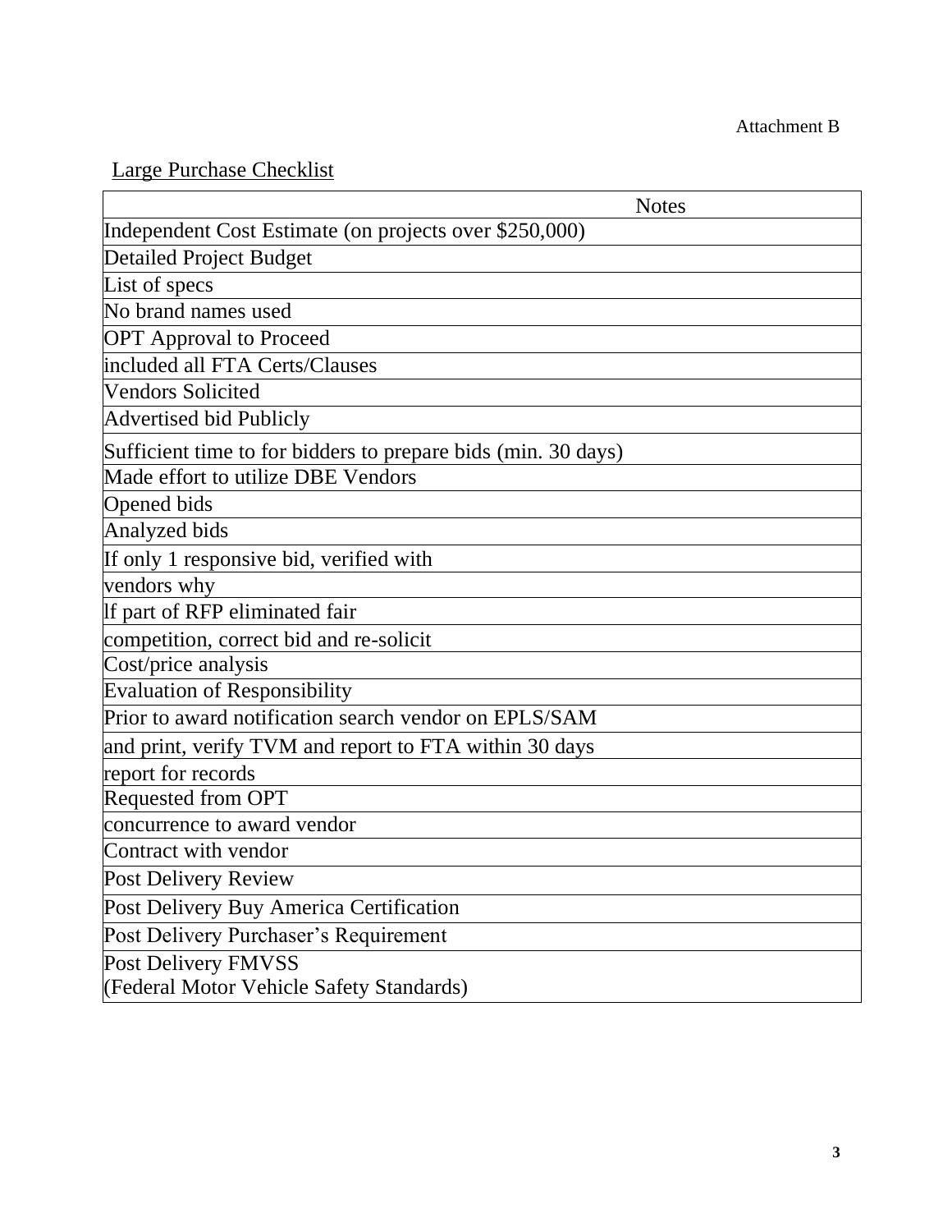Attachment B

Large Purchase Checklist

| | Notes |
|---|---|
| Independent Cost Estimate (on projects over $250,000) | |
| Detailed Project Budget | |
| List of specs | |
| No brand names used | |
| OPT Approval to Proceed | |
| included all FTA Certs/Clauses | |
| Vendors Solicited | |
| Advertised bid Publicly | |
| Sufficient time to for bidders to prepare bids (min. 30 days) | |
| Made effort to utilize DBE Vendors | |
| Opened bids | |
| Analyzed bids | |
| If only 1 responsive bid, verified with | |
| vendors why | |
| lf part of RFP eliminated fair | |
| competition, correct bid and re-solicit | |
| Cost/price analysis | |
| Evaluation of Responsibility | |
| Prior to award notification search vendor on EPLS/SAM | |
| and print, verify TVM and report to FTA within 30 days | |
| report for records | |
| Requested from OPT | |
| concurrence to award vendor | |
| Contract with vendor | |
| Post Delivery Review | |
| Post Delivery Buy America Certification | |
| Post Delivery Purchaser's Requirement | |
| Post Delivery FMVSS (Federal Motor Vehicle Safety Standards) | |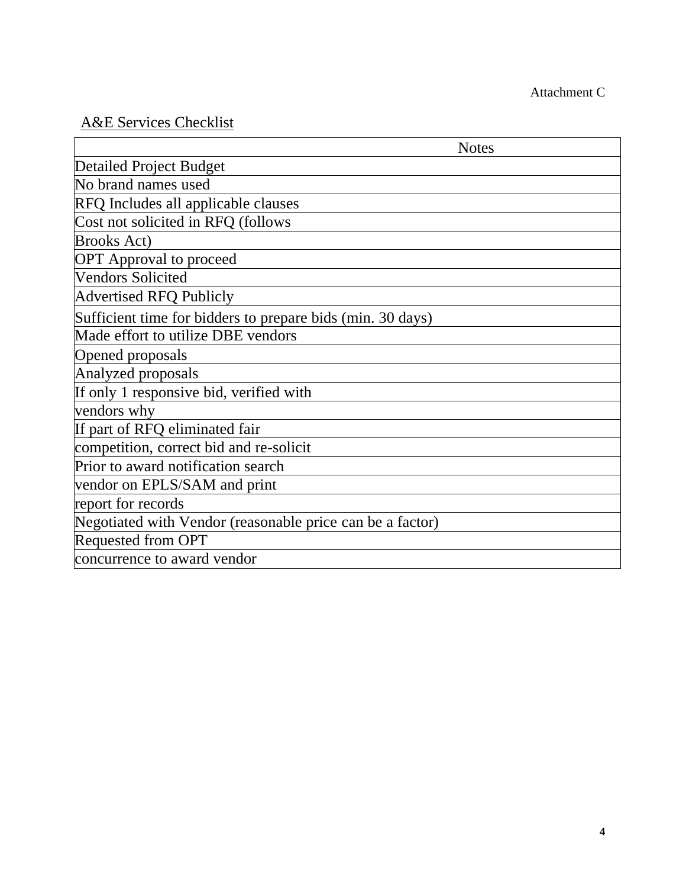Attachment C

A&E Services Checklist

| | Notes |
|---|---|
| Detailed Project Budget | |
| No brand names used | |
| RFQ Includes all applicable clauses | |
| Cost not solicited in RFQ (follows | |
| Brooks Act) | |
| OPT Approval to proceed | |
| Vendors Solicited | |
| Advertised RFQ Publicly | |
| Sufficient time for bidders to prepare bids (min. 30 days) | |
| Made effort to utilize DBE vendors | |
| Opened proposals | |
| Analyzed proposals | |
| If only 1 responsive bid, verified with | |
| vendors why | |
| If part of RFQ eliminated fair | |
| competition, correct bid and re-solicit | |
| Prior to award notification search | |
| vendor on EPLS/SAM and print | |
| report for records | |
| Negotiated with Vendor (reasonable price can be a factor) | |
| Requested from OPT | |
| concurrence to award vendor | |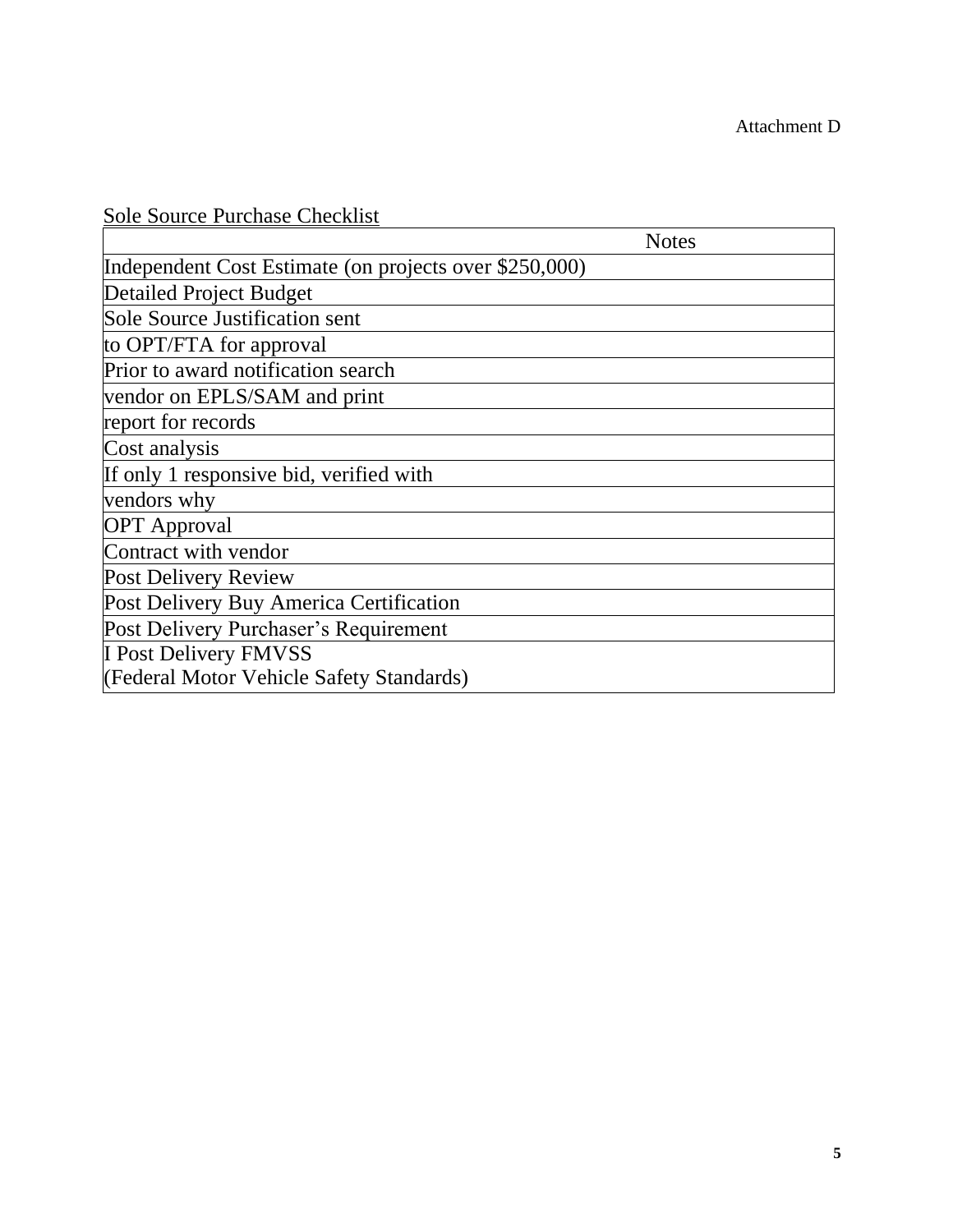Attachment D

<u>Sole Source Purchase Checklist</u>

| | Notes |
|---|---|
| Independent Cost Estimate (on projects over $250,000) | |
| Detailed Project Budget | |
| Sole Source Justification sent | |
| to OPT/FTA for approval | |
| Prior to award notification search | |
| vendor on EPLS/SAM and print | |
| report for records | |
| Cost analysis | |
| If only 1 responsive bid, verified with | |
| vendors why | |
| OPT Approval | |
| Contract with vendor | |
| Post Delivery Review | |
| Post Delivery Buy America Certification | |
| Post Delivery Purchaser's Requirement | |
| I Post Delivery FMVSS (Federal Motor Vehicle Safety Standards) | |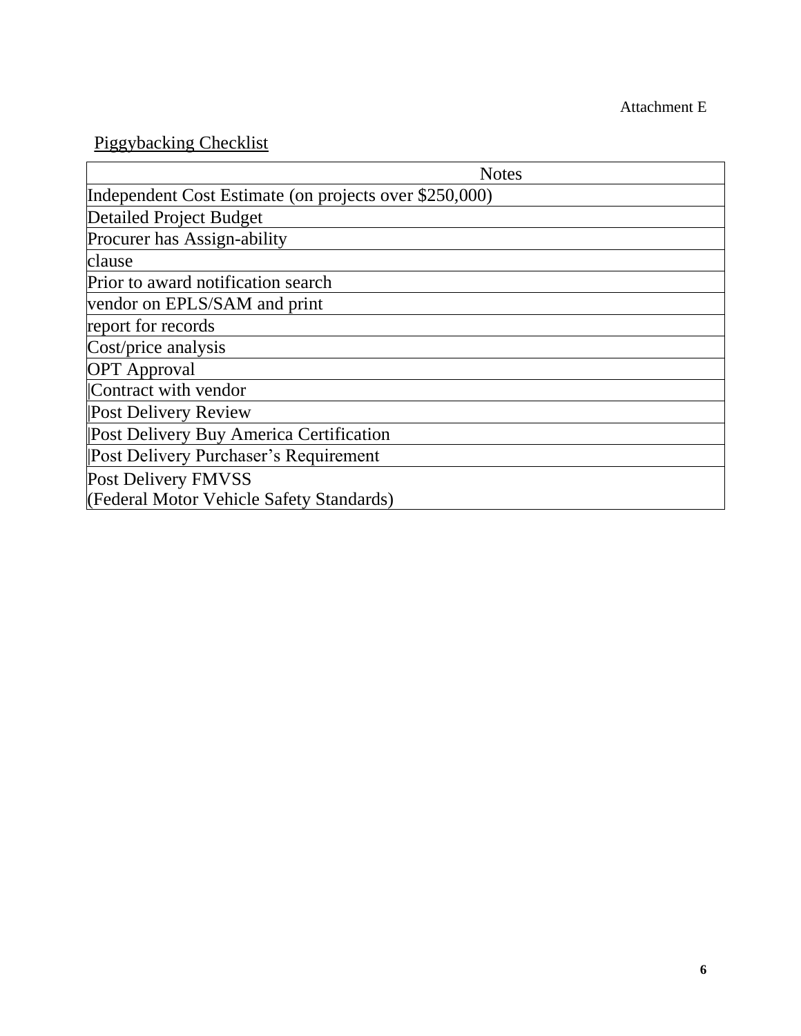Attachment E

Piggybacking Checklist

| Notes |
| --- |
| Independent Cost Estimate (on projects over $250,000) |
| Detailed Project Budget |
| Procurer has Assign-ability |
| clause |
| Prior to award notification search |
| vendor on EPLS/SAM and print |
| report for records |
| Cost/price analysis |
| OPT Approval |
| Contract with vendor |
| Post Delivery Review |
| Post Delivery Buy America Certification |
| Post Delivery Purchaser's Requirement |
| Post Delivery FMVSS (Federal Motor Vehicle Safety Standards) |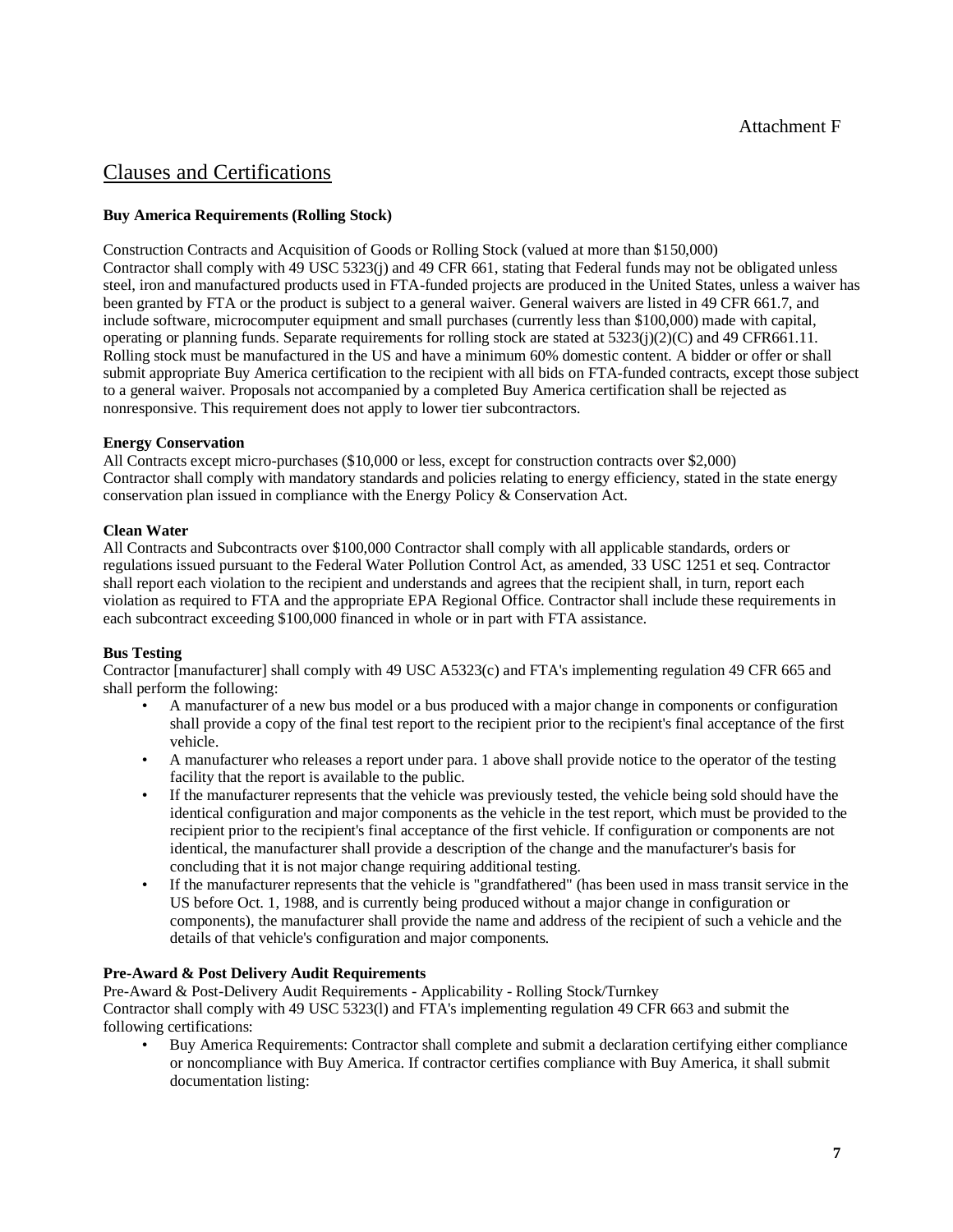Attachment F

## Clauses and Certifications

**Buy America Requirements (Rolling Stock)**

Construction Contracts and Acquisition of Goods or Rolling Stock (valued at more than $150,000)
Contractor shall comply with 49 USC 5323(j) and 49 CFR 661, stating that Federal funds may not be obligated unless steel, iron and manufactured products used in FTA-funded projects are produced in the United States, unless a waiver has been granted by FTA or the product is subject to a general waiver. General waivers are listed in 49 CFR 661.7, and include software, microcomputer equipment and small purchases (currently less than $100,000) made with capital, operating or planning funds. Separate requirements for rolling stock are stated at 5323(j)(2)(C) and 49 CFR661.11. Rolling stock must be manufactured in the US and have a minimum 60% domestic content. A bidder or offer or shall submit appropriate Buy America certification to the recipient with all bids on FTA-funded contracts, except those subject to a general waiver. Proposals not accompanied by a completed Buy America certification shall be rejected as nonresponsive. This requirement does not apply to lower tier subcontractors.

**Energy Conservation**
All Contracts except micro-purchases ($10,000 or less, except for construction contracts over $2,000)
Contractor shall comply with mandatory standards and policies relating to energy efficiency, stated in the state energy conservation plan issued in compliance with the Energy Policy & Conservation Act.

**Clean Water**
All Contracts and Subcontracts over $100,000 Contractor shall comply with all applicable standards, orders or regulations issued pursuant to the Federal Water Pollution Control Act, as amended, 33 USC 1251 et seq. Contractor shall report each violation to the recipient and understands and agrees that the recipient shall, in turn, report each violation as required to FTA and the appropriate EPA Regional Office. Contractor shall include these requirements in each subcontract exceeding $100,000 financed in whole or in part with FTA assistance.

**Bus Testing**
Contractor [manufacturer] shall comply with 49 USC A5323(c) and FTA's implementing regulation 49 CFR 665 and shall perform the following:

- A manufacturer of a new bus model or a bus produced with a major change in components or configuration shall provide a copy of the final test report to the recipient prior to the recipient's final acceptance of the first vehicle.
- A manufacturer who releases a report under para. 1 above shall provide notice to the operator of the testing facility that the report is available to the public.
- If the manufacturer represents that the vehicle was previously tested, the vehicle being sold should have the identical configuration and major components as the vehicle in the test report, which must be provided to the recipient prior to the recipient's final acceptance of the first vehicle. If configuration or components are not identical, the manufacturer shall provide a description of the change and the manufacturer's basis for concluding that it is not major change requiring additional testing.
- If the manufacturer represents that the vehicle is "grandfathered" (has been used in mass transit service in the US before Oct. 1, 1988, and is currently being produced without a major change in configuration or components), the manufacturer shall provide the name and address of the recipient of such a vehicle and the details of that vehicle's configuration and major components.

**Pre-Award & Post Delivery Audit Requirements**
Pre-Award & Post-Delivery Audit Requirements - Applicability - Rolling Stock/Turnkey
Contractor shall comply with 49 USC 5323(l) and FTA's implementing regulation 49 CFR 663 and submit the following certifications:

- Buy America Requirements: Contractor shall complete and submit a declaration certifying either compliance or noncompliance with Buy America. If contractor certifies compliance with Buy America, it shall submit documentation listing: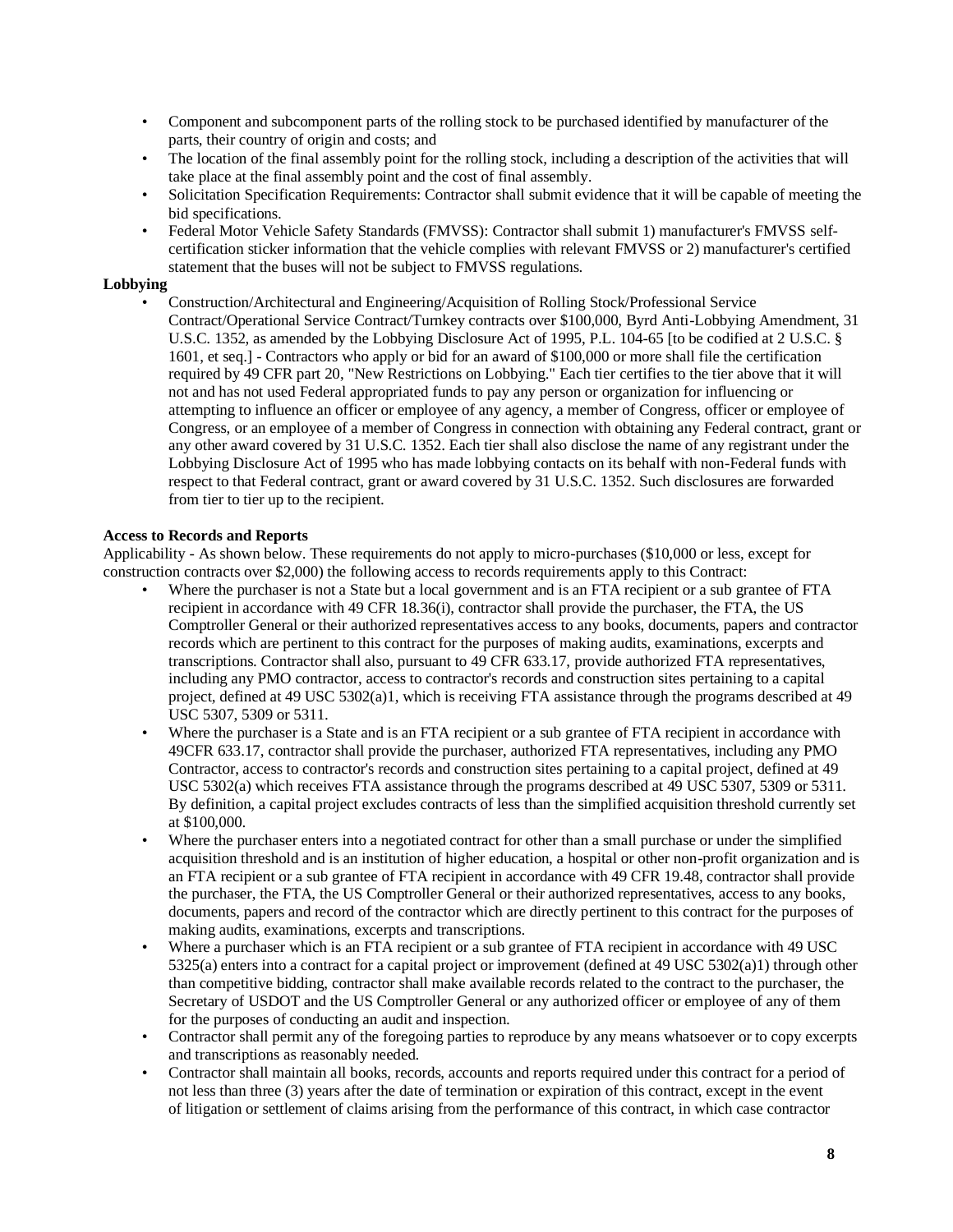- Component and subcomponent parts of the rolling stock to be purchased identified by manufacturer of the parts, their country of origin and costs; and
- The location of the final assembly point for the rolling stock, including a description of the activities that will take place at the final assembly point and the cost of final assembly.
- Solicitation Specification Requirements: Contractor shall submit evidence that it will be capable of meeting the bid specifications.
- Federal Motor Vehicle Safety Standards (FMVSS): Contractor shall submit 1) manufacturer's FMVSS self-certification sticker information that the vehicle complies with relevant FMVSS or 2) manufacturer's certified statement that the buses will not be subject to FMVSS regulations.

**Lobbying**

- Construction/Architectural and Engineering/Acquisition of Rolling Stock/Professional Service Contract/Operational Service Contract/Turnkey contracts over $100,000, Byrd Anti-Lobbying Amendment, 31 U.S.C. 1352, as amended by the Lobbying Disclosure Act of 1995, P.L. 104-65 [to be codified at 2 U.S.C. § 1601, et seq.] - Contractors who apply or bid for an award of $100,000 or more shall file the certification required by 49 CFR part 20, "New Restrictions on Lobbying." Each tier certifies to the tier above that it will not and has not used Federal appropriated funds to pay any person or organization for influencing or attempting to influence an officer or employee of any agency, a member of Congress, officer or employee of Congress, or an employee of a member of Congress in connection with obtaining any Federal contract, grant or any other award covered by 31 U.S.C. 1352. Each tier shall also disclose the name of any registrant under the Lobbying Disclosure Act of 1995 who has made lobbying contacts on its behalf with non-Federal funds with respect to that Federal contract, grant or award covered by 31 U.S.C. 1352. Such disclosures are forwarded from tier to tier up to the recipient.

**Access to Records and Reports**

Applicability - As shown below. These requirements do not apply to micro-purchases ($10,000 or less, except for construction contracts over $2,000) the following access to records requirements apply to this Contract:

- Where the purchaser is not a State but a local government and is an FTA recipient or a sub grantee of FTA recipient in accordance with 49 CFR 18.36(i), contractor shall provide the purchaser, the FTA, the US Comptroller General or their authorized representatives access to any books, documents, papers and contractor records which are pertinent to this contract for the purposes of making audits, examinations, excerpts and transcriptions. Contractor shall also, pursuant to 49 CFR 633.17, provide authorized FTA representatives, including any PMO contractor, access to contractor's records and construction sites pertaining to a capital project, defined at 49 USC 5302(a)1, which is receiving FTA assistance through the programs described at 49 USC 5307, 5309 or 5311.
- Where the purchaser is a State and is an FTA recipient or a sub grantee of FTA recipient in accordance with 49CFR 633.17, contractor shall provide the purchaser, authorized FTA representatives, including any PMO Contractor, access to contractor's records and construction sites pertaining to a capital project, defined at 49 USC 5302(a) which receives FTA assistance through the programs described at 49 USC 5307, 5309 or 5311. By definition, a capital project excludes contracts of less than the simplified acquisition threshold currently set at $100,000.
- Where the purchaser enters into a negotiated contract for other than a small purchase or under the simplified acquisition threshold and is an institution of higher education, a hospital or other non-profit organization and is an FTA recipient or a sub grantee of FTA recipient in accordance with 49 CFR 19.48, contractor shall provide the purchaser, the FTA, the US Comptroller General or their authorized representatives, access to any books, documents, papers and record of the contractor which are directly pertinent to this contract for the purposes of making audits, examinations, excerpts and transcriptions.
- Where a purchaser which is an FTA recipient or a sub grantee of FTA recipient in accordance with 49 USC 5325(a) enters into a contract for a capital project or improvement (defined at 49 USC 5302(a)1) through other than competitive bidding, contractor shall make available records related to the contract to the purchaser, the Secretary of USDOT and the US Comptroller General or any authorized officer or employee of any of them for the purposes of conducting an audit and inspection.
- Contractor shall permit any of the foregoing parties to reproduce by any means whatsoever or to copy excerpts and transcriptions as reasonably needed.
- Contractor shall maintain all books, records, accounts and reports required under this contract for a period of not less than three (3) years after the date of termination or expiration of this contract, except in the event of litigation or settlement of claims arising from the performance of this contract, in which case contractor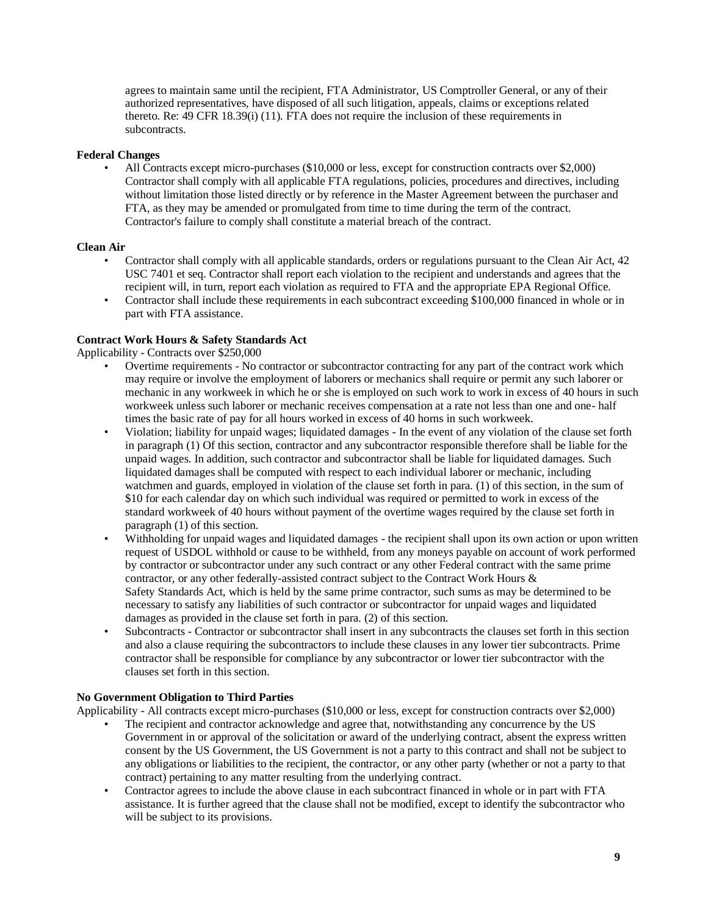agrees to maintain same until the recipient, FTA Administrator, US Comptroller General, or any of their authorized representatives, have disposed of all such litigation, appeals, claims or exceptions related thereto. Re: 49 CFR 18.39(i) (11). FTA does not require the inclusion of these requirements in subcontracts.

**Federal Changes**

- All Contracts except micro-purchases ($10,000 or less, except for construction contracts over $2,000) Contractor shall comply with all applicable FTA regulations, policies, procedures and directives, including without limitation those listed directly or by reference in the Master Agreement between the purchaser and FTA, as they may be amended or promulgated from time to time during the term of the contract. Contractor's failure to comply shall constitute a material breach of the contract.

**Clean Air**

- Contractor shall comply with all applicable standards, orders or regulations pursuant to the Clean Air Act, 42 USC 7401 et seq. Contractor shall report each violation to the recipient and understands and agrees that the recipient will, in turn, report each violation as required to FTA and the appropriate EPA Regional Office.
- Contractor shall include these requirements in each subcontract exceeding $100,000 financed in whole or in part with FTA assistance.

**Contract Work Hours & Safety Standards Act**

Applicability - Contracts over $250,000

- Overtime requirements - No contractor or subcontractor contracting for any part of the contract work which may require or involve the employment of laborers or mechanics shall require or permit any such laborer or mechanic in any workweek in which he or she is employed on such work to work in excess of 40 hours in such workweek unless such laborer or mechanic receives compensation at a rate not less than one and one- half times the basic rate of pay for all hours worked in excess of 40 horns in such workweek.
- Violation; liability for unpaid wages; liquidated damages - In the event of any violation of the clause set forth in paragraph (1) Of this section, contractor and any subcontractor responsible therefore shall be liable for the unpaid wages. In addition, such contractor and subcontractor shall be liable for liquidated damages. Such liquidated damages shall be computed with respect to each individual laborer or mechanic, including watchmen and guards, employed in violation of the clause set forth in para. (1) of this section, in the sum of $10 for each calendar day on which such individual was required or permitted to work in excess of the standard workweek of 40 hours without payment of the overtime wages required by the clause set forth in paragraph (1) of this section.
- Withholding for unpaid wages and liquidated damages - the recipient shall upon its own action or upon written request of USDOL withhold or cause to be withheld, from any moneys payable on account of work performed by contractor or subcontractor under any such contract or any other Federal contract with the same prime contractor, or any other federally-assisted contract subject to the Contract Work Hours & Safety Standards Act, which is held by the same prime contractor, such sums as may be determined to be necessary to satisfy any liabilities of such contractor or subcontractor for unpaid wages and liquidated damages as provided in the clause set forth in para. (2) of this section.
- Subcontracts - Contractor or subcontractor shall insert in any subcontracts the clauses set forth in this section and also a clause requiring the subcontractors to include these clauses in any lower tier subcontracts. Prime contractor shall be responsible for compliance by any subcontractor or lower tier subcontractor with the clauses set forth in this section.

**No Government Obligation to Third Parties**

Applicability - All contracts except micro-purchases ($10,000 or less, except for construction contracts over $2,000)

- The recipient and contractor acknowledge and agree that, notwithstanding any concurrence by the US Government in or approval of the solicitation or award of the underlying contract, absent the express written consent by the US Government, the US Government is not a party to this contract and shall not be subject to any obligations or liabilities to the recipient, the contractor, or any other party (whether or not a party to that contract) pertaining to any matter resulting from the underlying contract.
- Contractor agrees to include the above clause in each subcontract financed in whole or in part with FTA assistance. It is further agreed that the clause shall not be modified, except to identify the subcontractor who will be subject to its provisions.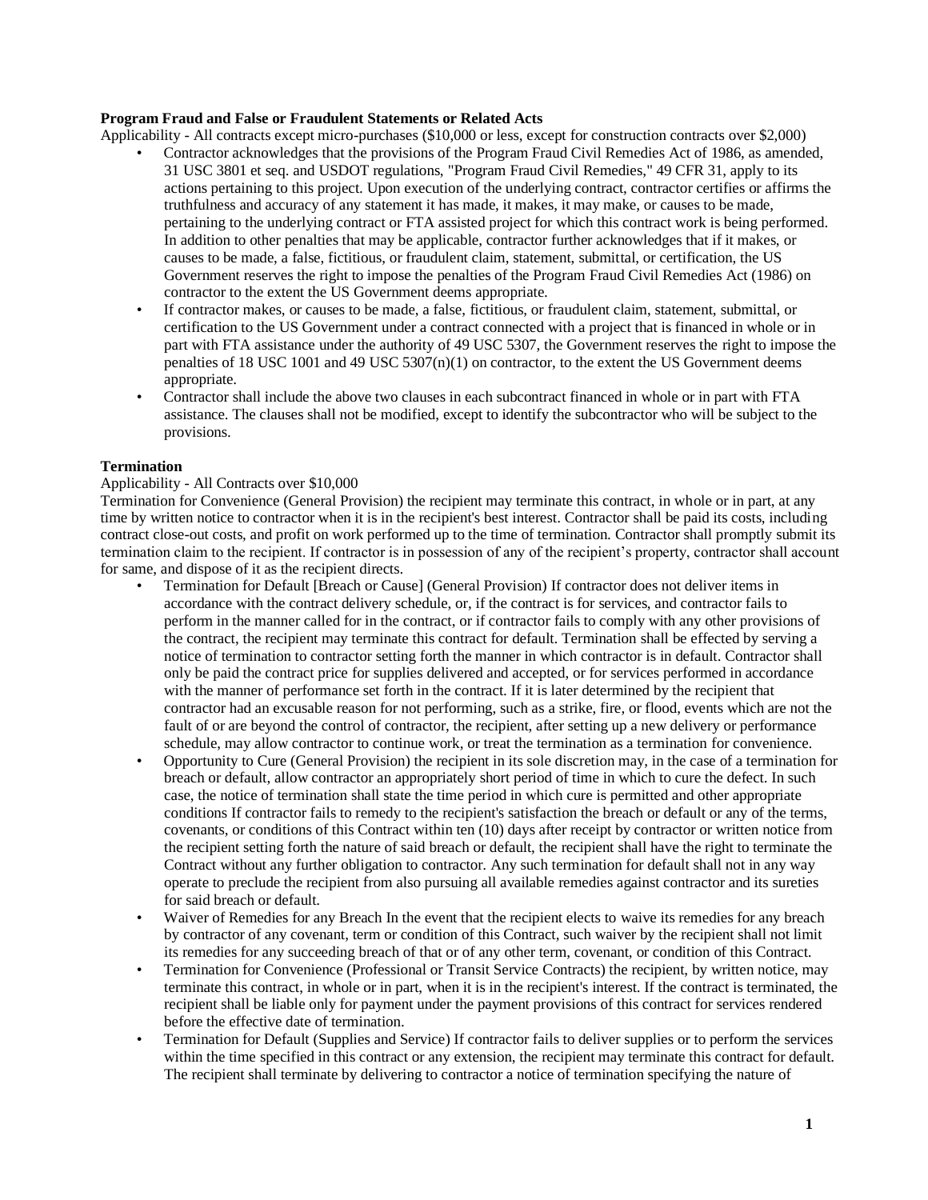**Program Fraud and False or Fraudulent Statements or Related Acts**

Applicability - All contracts except micro-purchases ($10,000 or less, except for construction contracts over $2,000)

- Contractor acknowledges that the provisions of the Program Fraud Civil Remedies Act of 1986, as amended, 31 USC 3801 et seq. and USDOT regulations, "Program Fraud Civil Remedies," 49 CFR 31, apply to its actions pertaining to this project. Upon execution of the underlying contract, contractor certifies or affirms the truthfulness and accuracy of any statement it has made, it makes, it may make, or causes to be made, pertaining to the underlying contract or FTA assisted project for which this contract work is being performed. In addition to other penalties that may be applicable, contractor further acknowledges that if it makes, or causes to be made, a false, fictitious, or fraudulent claim, statement, submittal, or certification, the US Government reserves the right to impose the penalties of the Program Fraud Civil Remedies Act (1986) on contractor to the extent the US Government deems appropriate.
- If contractor makes, or causes to be made, a false, fictitious, or fraudulent claim, statement, submittal, or certification to the US Government under a contract connected with a project that is financed in whole or in part with FTA assistance under the authority of 49 USC 5307, the Government reserves the right to impose the penalties of 18 USC 1001 and 49 USC 5307(n)(1) on contractor, to the extent the US Government deems appropriate.
- Contractor shall include the above two clauses in each subcontract financed in whole or in part with FTA assistance. The clauses shall not be modified, except to identify the subcontractor who will be subject to the provisions.

**Termination**

Applicability - All Contracts over $10,000

Termination for Convenience (General Provision) the recipient may terminate this contract, in whole or in part, at any time by written notice to contractor when it is in the recipient's best interest. Contractor shall be paid its costs, including contract close-out costs, and profit on work performed up to the time of termination. Contractor shall promptly submit its termination claim to the recipient. If contractor is in possession of any of the recipient's property, contractor shall account for same, and dispose of it as the recipient directs.

- Termination for Default [Breach or Cause] (General Provision) If contractor does not deliver items in accordance with the contract delivery schedule, or, if the contract is for services, and contractor fails to perform in the manner called for in the contract, or if contractor fails to comply with any other provisions of the contract, the recipient may terminate this contract for default. Termination shall be effected by serving a notice of termination to contractor setting forth the manner in which contractor is in default. Contractor shall only be paid the contract price for supplies delivered and accepted, or for services performed in accordance with the manner of performance set forth in the contract. If it is later determined by the recipient that contractor had an excusable reason for not performing, such as a strike, fire, or flood, events which are not the fault of or are beyond the control of contractor, the recipient, after setting up a new delivery or performance schedule, may allow contractor to continue work, or treat the termination as a termination for convenience.
- Opportunity to Cure (General Provision) the recipient in its sole discretion may, in the case of a termination for breach or default, allow contractor an appropriately short period of time in which to cure the defect. In such case, the notice of termination shall state the time period in which cure is permitted and other appropriate conditions If contractor fails to remedy to the recipient's satisfaction the breach or default or any of the terms, covenants, or conditions of this Contract within ten (10) days after receipt by contractor or written notice from the recipient setting forth the nature of said breach or default, the recipient shall have the right to terminate the Contract without any further obligation to contractor. Any such termination for default shall not in any way operate to preclude the recipient from also pursuing all available remedies against contractor and its sureties for said breach or default.
- Waiver of Remedies for any Breach In the event that the recipient elects to waive its remedies for any breach by contractor of any covenant, term or condition of this Contract, such waiver by the recipient shall not limit its remedies for any succeeding breach of that or of any other term, covenant, or condition of this Contract.
- Termination for Convenience (Professional or Transit Service Contracts) the recipient, by written notice, may terminate this contract, in whole or in part, when it is in the recipient's interest. If the contract is terminated, the recipient shall be liable only for payment under the payment provisions of this contract for services rendered before the effective date of termination.
- Termination for Default (Supplies and Service) If contractor fails to deliver supplies or to perform the services within the time specified in this contract or any extension, the recipient may terminate this contract for default. The recipient shall terminate by delivering to contractor a notice of termination specifying the nature of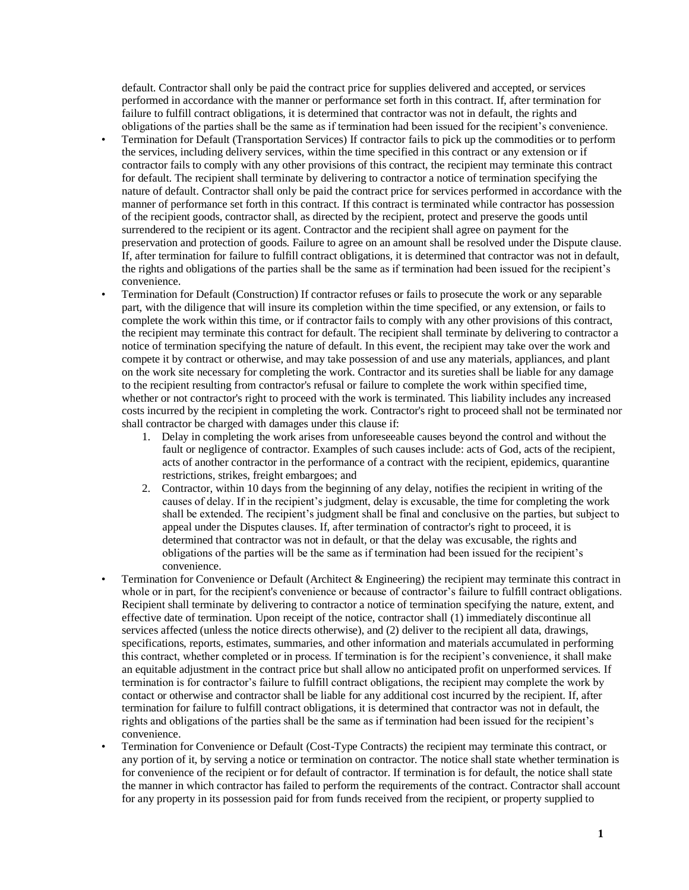default. Contractor shall only be paid the contract price for supplies delivered and accepted, or services performed in accordance with the manner or performance set forth in this contract. If, after termination for failure to fulfill contract obligations, it is determined that contractor was not in default, the rights and obligations of the parties shall be the same as if termination had been issued for the recipient's convenience.

- Termination for Default (Transportation Services) If contractor fails to pick up the commodities or to perform the services, including delivery services, within the time specified in this contract or any extension or if contractor fails to comply with any other provisions of this contract, the recipient may terminate this contract for default. The recipient shall terminate by delivering to contractor a notice of termination specifying the nature of default. Contractor shall only be paid the contract price for services performed in accordance with the manner of performance set forth in this contract. If this contract is terminated while contractor has possession of the recipient goods, contractor shall, as directed by the recipient, protect and preserve the goods until surrendered to the recipient or its agent. Contractor and the recipient shall agree on payment for the preservation and protection of goods. Failure to agree on an amount shall be resolved under the Dispute clause. If, after termination for failure to fulfill contract obligations, it is determined that contractor was not in default, the rights and obligations of the parties shall be the same as if termination had been issued for the recipient's convenience.
- Termination for Default (Construction) If contractor refuses or fails to prosecute the work or any separable part, with the diligence that will insure its completion within the time specified, or any extension, or fails to complete the work within this time, or if contractor fails to comply with any other provisions of this contract, the recipient may terminate this contract for default. The recipient shall terminate by delivering to contractor a notice of termination specifying the nature of default. In this event, the recipient may take over the work and compete it by contract or otherwise, and may take possession of and use any materials, appliances, and plant on the work site necessary for completing the work. Contractor and its sureties shall be liable for any damage to the recipient resulting from contractor's refusal or failure to complete the work within specified time, whether or not contractor's right to proceed with the work is terminated. This liability includes any increased costs incurred by the recipient in completing the work. Contractor's right to proceed shall not be terminated nor shall contractor be charged with damages under this clause if:
    1. Delay in completing the work arises from unforeseeable causes beyond the control and without the fault or negligence of contractor. Examples of such causes include: acts of God, acts of the recipient, acts of another contractor in the performance of a contract with the recipient, epidemics, quarantine restrictions, strikes, freight embargoes; and
    2. Contractor, within 10 days from the beginning of any delay, notifies the recipient in writing of the causes of delay. If in the recipient's judgment, delay is excusable, the time for completing the work shall be extended. The recipient's judgment shall be final and conclusive on the parties, but subject to appeal under the Disputes clauses. If, after termination of contractor's right to proceed, it is determined that contractor was not in default, or that the delay was excusable, the rights and obligations of the parties will be the same as if termination had been issued for the recipient's convenience.
- Termination for Convenience or Default (Architect & Engineering) the recipient may terminate this contract in whole or in part, for the recipient's convenience or because of contractor's failure to fulfill contract obligations. Recipient shall terminate by delivering to contractor a notice of termination specifying the nature, extent, and effective date of termination. Upon receipt of the notice, contractor shall (1) immediately discontinue all services affected (unless the notice directs otherwise), and (2) deliver to the recipient all data, drawings, specifications, reports, estimates, summaries, and other information and materials accumulated in performing this contract, whether completed or in process. If termination is for the recipient's convenience, it shall make an equitable adjustment in the contract price but shall allow no anticipated profit on unperformed services. If termination is for contractor's failure to fulfill contract obligations, the recipient may complete the work by contact or otherwise and contractor shall be liable for any additional cost incurred by the recipient. If, after termination for failure to fulfill contract obligations, it is determined that contractor was not in default, the rights and obligations of the parties shall be the same as if termination had been issued for the recipient's convenience.
- Termination for Convenience or Default (Cost-Type Contracts) the recipient may terminate this contract, or any portion of it, by serving a notice or termination on contractor. The notice shall state whether termination is for convenience of the recipient or for default of contractor. If termination is for default, the notice shall state the manner in which contractor has failed to perform the requirements of the contract. Contractor shall account for any property in its possession paid for from funds received from the recipient, or property supplied to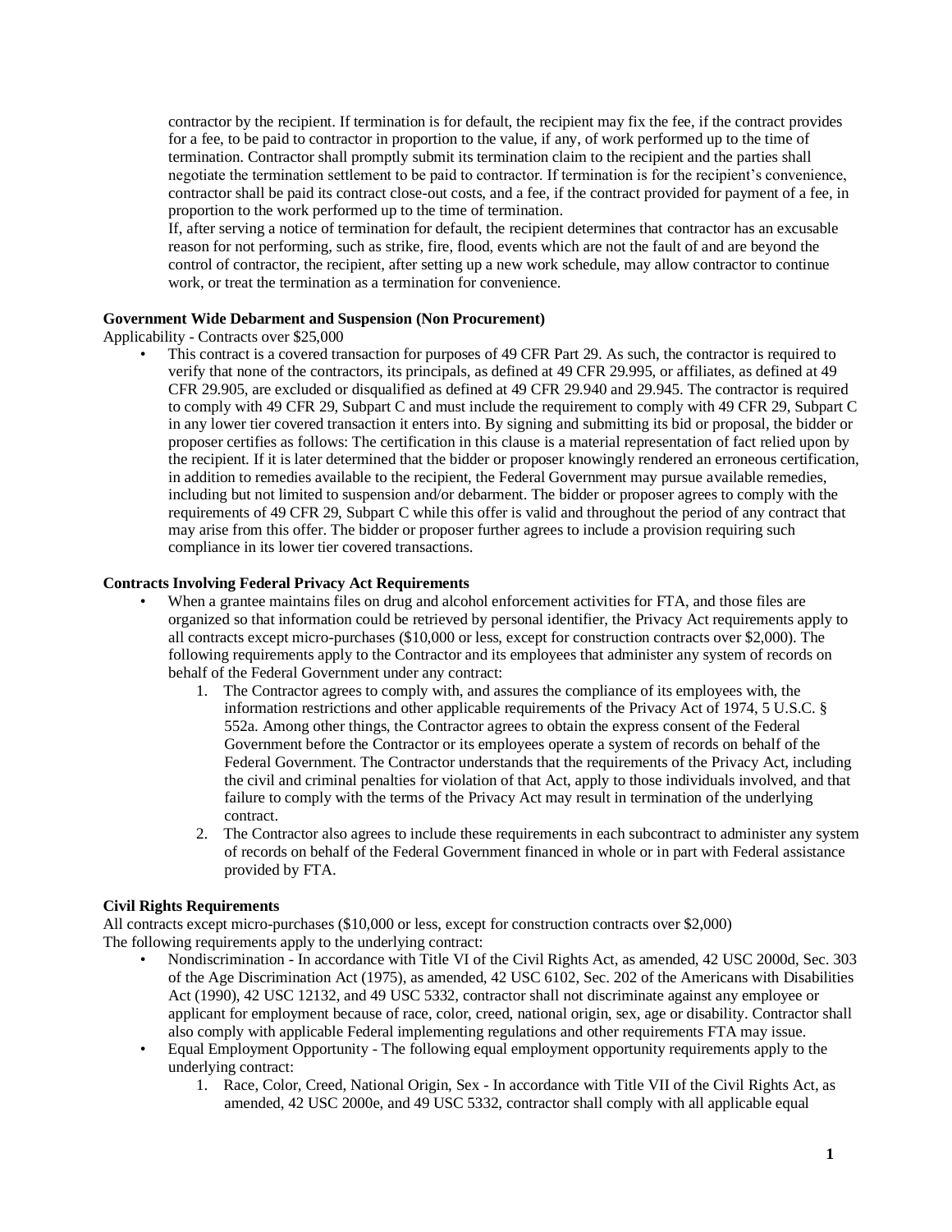contractor by the recipient. If termination is for default, the recipient may fix the fee, if the contract provides for a fee, to be paid to contractor in proportion to the value, if any, of work performed up to the time of termination. Contractor shall promptly submit its termination claim to the recipient and the parties shall negotiate the termination settlement to be paid to contractor. If termination is for the recipient's convenience, contractor shall be paid its contract close-out costs, and a fee, if the contract provided for payment of a fee, in proportion to the work performed up to the time of termination.

If, after serving a notice of termination for default, the recipient determines that contractor has an excusable reason for not performing, such as strike, fire, flood, events which are not the fault of and are beyond the control of contractor, the recipient, after setting up a new work schedule, may allow contractor to continue work, or treat the termination as a termination for convenience.

**Government Wide Debarment and Suspension (Non Procurement)**

Applicability - Contracts over $25,000

- This contract is a covered transaction for purposes of 49 CFR Part 29. As such, the contractor is required to verify that none of the contractors, its principals, as defined at 49 CFR 29.995, or affiliates, as defined at 49 CFR 29.905, are excluded or disqualified as defined at 49 CFR 29.940 and 29.945. The contractor is required to comply with 49 CFR 29, Subpart C and must include the requirement to comply with 49 CFR 29, Subpart C in any lower tier covered transaction it enters into. By signing and submitting its bid or proposal, the bidder or proposer certifies as follows: The certification in this clause is a material representation of fact relied upon by the recipient. If it is later determined that the bidder or proposer knowingly rendered an erroneous certification, in addition to remedies available to the recipient, the Federal Government may pursue available remedies, including but not limited to suspension and/or debarment. The bidder or proposer agrees to comply with the requirements of 49 CFR 29, Subpart C while this offer is valid and throughout the period of any contract that may arise from this offer. The bidder or proposer further agrees to include a provision requiring such compliance in its lower tier covered transactions.

**Contracts Involving Federal Privacy Act Requirements**

- When a grantee maintains files on drug and alcohol enforcement activities for FTA, and those files are organized so that information could be retrieved by personal identifier, the Privacy Act requirements apply to all contracts except micro-purchases ($10,000 or less, except for construction contracts over $2,000). The following requirements apply to the Contractor and its employees that administer any system of records on behalf of the Federal Government under any contract:
    1. The Contractor agrees to comply with, and assures the compliance of its employees with, the information restrictions and other applicable requirements of the Privacy Act of 1974, 5 U.S.C. § 552a. Among other things, the Contractor agrees to obtain the express consent of the Federal Government before the Contractor or its employees operate a system of records on behalf of the Federal Government. The Contractor understands that the requirements of the Privacy Act, including the civil and criminal penalties for violation of that Act, apply to those individuals involved, and that failure to comply with the terms of the Privacy Act may result in termination of the underlying contract.
    2. The Contractor also agrees to include these requirements in each subcontract to administer any system of records on behalf of the Federal Government financed in whole or in part with Federal assistance provided by FTA.

**Civil Rights Requirements**

All contracts except micro-purchases ($10,000 or less, except for construction contracts over $2,000)

The following requirements apply to the underlying contract:

- Nondiscrimination - In accordance with Title VI of the Civil Rights Act, as amended, 42 USC 2000d, Sec. 303 of the Age Discrimination Act (1975), as amended, 42 USC 6102, Sec. 202 of the Americans with Disabilities Act (1990), 42 USC 12132, and 49 USC 5332, contractor shall not discriminate against any employee or applicant for employment because of race, color, creed, national origin, sex, age or disability. Contractor shall also comply with applicable Federal implementing regulations and other requirements FTA may issue.
- Equal Employment Opportunity - The following equal employment opportunity requirements apply to the underlying contract:
    1. Race, Color, Creed, National Origin, Sex - In accordance with Title VII of the Civil Rights Act, as amended, 42 USC 2000e, and 49 USC 5332, contractor shall comply with all applicable equal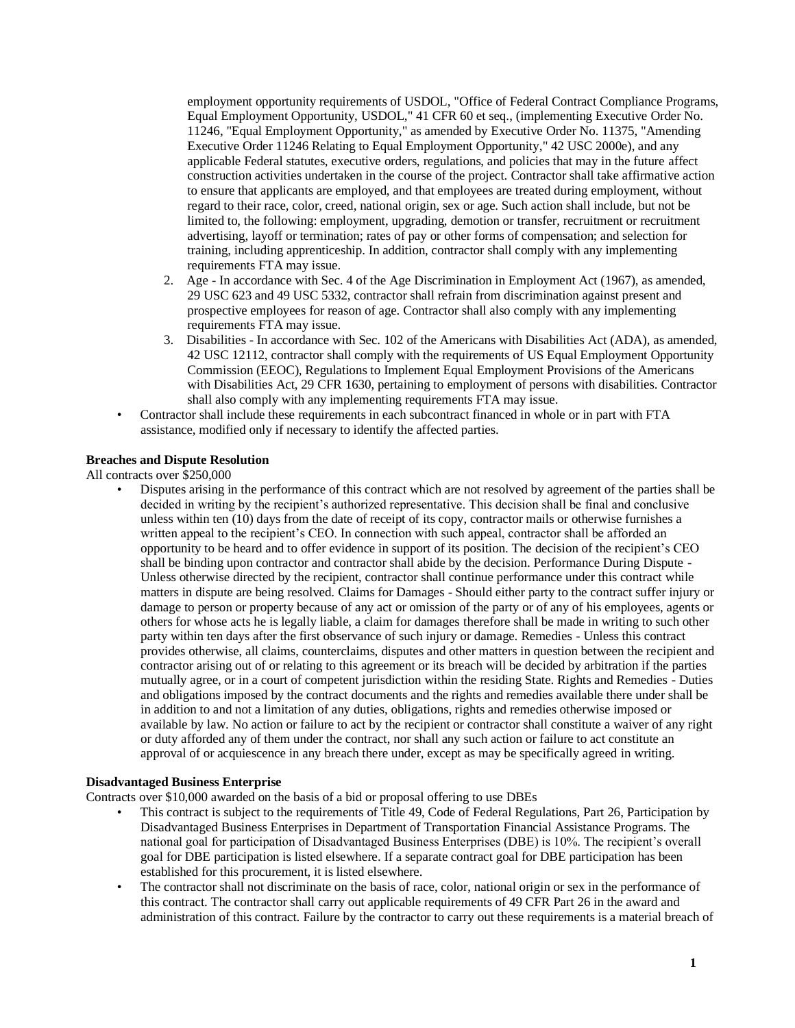employment opportunity requirements of USDOL, "Office of Federal Contract Compliance Programs, Equal Employment Opportunity, USDOL," 41 CFR 60 et seq., (implementing Executive Order No. 11246, "Equal Employment Opportunity," as amended by Executive Order No. 11375, "Amending Executive Order 11246 Relating to Equal Employment Opportunity," 42 USC 2000e), and any applicable Federal statutes, executive orders, regulations, and policies that may in the future affect construction activities undertaken in the course of the project. Contractor shall take affirmative action to ensure that applicants are employed, and that employees are treated during employment, without regard to their race, color, creed, national origin, sex or age. Such action shall include, but not be limited to, the following: employment, upgrading, demotion or transfer, recruitment or recruitment advertising, layoff or termination; rates of pay or other forms of compensation; and selection for training, including apprenticeship. In addition, contractor shall comply with any implementing requirements FTA may issue.

2. Age - In accordance with Sec. 4 of the Age Discrimination in Employment Act (1967), as amended, 29 USC 623 and 49 USC 5332, contractor shall refrain from discrimination against present and prospective employees for reason of age. Contractor shall also comply with any implementing requirements FTA may issue.
3. Disabilities - In accordance with Sec. 102 of the Americans with Disabilities Act (ADA), as amended, 42 USC 12112, contractor shall comply with the requirements of US Equal Employment Opportunity Commission (EEOC), Regulations to Implement Equal Employment Provisions of the Americans with Disabilities Act, 29 CFR 1630, pertaining to employment of persons with disabilities. Contractor shall also comply with any implementing requirements FTA may issue.

- Contractor shall include these requirements in each subcontract financed in whole or in part with FTA assistance, modified only if necessary to identify the affected parties.

**Breaches and Dispute Resolution**

All contracts over $250,000

- Disputes arising in the performance of this contract which are not resolved by agreement of the parties shall be decided in writing by the recipient's authorized representative. This decision shall be final and conclusive unless within ten (10) days from the date of receipt of its copy, contractor mails or otherwise furnishes a written appeal to the recipient's CEO. In connection with such appeal, contractor shall be afforded an opportunity to be heard and to offer evidence in support of its position. The decision of the recipient's CEO shall be binding upon contractor and contractor shall abide by the decision. Performance During Dispute - Unless otherwise directed by the recipient, contractor shall continue performance under this contract while matters in dispute are being resolved. Claims for Damages - Should either party to the contract suffer injury or damage to person or property because of any act or omission of the party or of any of his employees, agents or others for whose acts he is legally liable, a claim for damages therefore shall be made in writing to such other party within ten days after the first observance of such injury or damage. Remedies - Unless this contract provides otherwise, all claims, counterclaims, disputes and other matters in question between the recipient and contractor arising out of or relating to this agreement or its breach will be decided by arbitration if the parties mutually agree, or in a court of competent jurisdiction within the residing State. Rights and Remedies - Duties and obligations imposed by the contract documents and the rights and remedies available there under shall be in addition to and not a limitation of any duties, obligations, rights and remedies otherwise imposed or available by law. No action or failure to act by the recipient or contractor shall constitute a waiver of any right or duty afforded any of them under the contract, nor shall any such action or failure to act constitute an approval of or acquiescence in any breach there under, except as may be specifically agreed in writing.

**Disadvantaged Business Enterprise**

Contracts over $10,000 awarded on the basis of a bid or proposal offering to use DBEs

- This contract is subject to the requirements of Title 49, Code of Federal Regulations, Part 26, Participation by Disadvantaged Business Enterprises in Department of Transportation Financial Assistance Programs. The national goal for participation of Disadvantaged Business Enterprises (DBE) is 10%. The recipient's overall goal for DBE participation is listed elsewhere. If a separate contract goal for DBE participation has been established for this procurement, it is listed elsewhere.
- The contractor shall not discriminate on the basis of race, color, national origin or sex in the performance of this contract. The contractor shall carry out applicable requirements of 49 CFR Part 26 in the award and administration of this contract. Failure by the contractor to carry out these requirements is a material breach of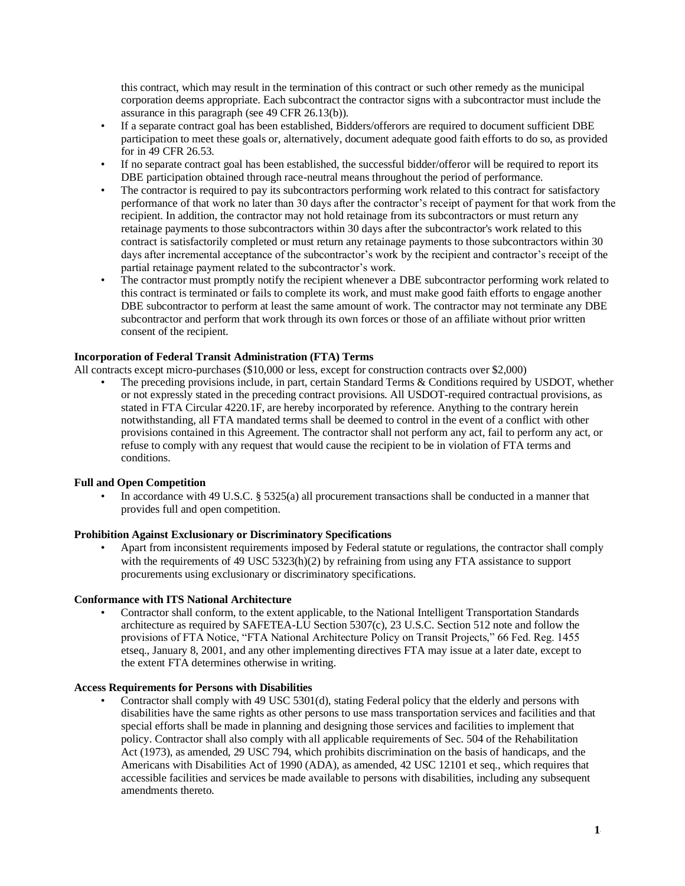this contract, which may result in the termination of this contract or such other remedy as the municipal corporation deems appropriate. Each subcontract the contractor signs with a subcontractor must include the assurance in this paragraph (see 49 CFR 26.13(b)).

- If a separate contract goal has been established, Bidders/offerors are required to document sufficient DBE participation to meet these goals or, alternatively, document adequate good faith efforts to do so, as provided for in 49 CFR 26.53.
- If no separate contract goal has been established, the successful bidder/offeror will be required to report its DBE participation obtained through race-neutral means throughout the period of performance.
- The contractor is required to pay its subcontractors performing work related to this contract for satisfactory performance of that work no later than 30 days after the contractor's receipt of payment for that work from the recipient. In addition, the contractor may not hold retainage from its subcontractors or must return any retainage payments to those subcontractors within 30 days after the subcontractor's work related to this contract is satisfactorily completed or must return any retainage payments to those subcontractors within 30 days after incremental acceptance of the subcontractor's work by the recipient and contractor's receipt of the partial retainage payment related to the subcontractor's work.
- The contractor must promptly notify the recipient whenever a DBE subcontractor performing work related to this contract is terminated or fails to complete its work, and must make good faith efforts to engage another DBE subcontractor to perform at least the same amount of work. The contractor may not terminate any DBE subcontractor and perform that work through its own forces or those of an affiliate without prior written consent of the recipient.

**Incorporation of Federal Transit Administration (FTA) Terms**

All contracts except micro-purchases ($10,000 or less, except for construction contracts over $2,000)

- The preceding provisions include, in part, certain Standard Terms & Conditions required by USDOT, whether or not expressly stated in the preceding contract provisions. All USDOT-required contractual provisions, as stated in FTA Circular 4220.1F, are hereby incorporated by reference. Anything to the contrary herein notwithstanding, all FTA mandated terms shall be deemed to control in the event of a conflict with other provisions contained in this Agreement. The contractor shall not perform any act, fail to perform any act, or refuse to comply with any request that would cause the recipient to be in violation of FTA terms and conditions.

**Full and Open Competition**

- In accordance with 49 U.S.C. § 5325(a) all procurement transactions shall be conducted in a manner that provides full and open competition.

**Prohibition Against Exclusionary or Discriminatory Specifications**

- Apart from inconsistent requirements imposed by Federal statute or regulations, the contractor shall comply with the requirements of 49 USC 5323(h)(2) by refraining from using any FTA assistance to support procurements using exclusionary or discriminatory specifications.

**Conformance with ITS National Architecture**

- Contractor shall conform, to the extent applicable, to the National Intelligent Transportation Standards architecture as required by SAFETEA-LU Section 5307(c), 23 U.S.C. Section 512 note and follow the provisions of FTA Notice, "FTA National Architecture Policy on Transit Projects," 66 Fed. Reg. 1455 etseq., January 8, 2001, and any other implementing directives FTA may issue at a later date, except to the extent FTA determines otherwise in writing.

**Access Requirements for Persons with Disabilities**

- Contractor shall comply with 49 USC 5301(d), stating Federal policy that the elderly and persons with disabilities have the same rights as other persons to use mass transportation services and facilities and that special efforts shall be made in planning and designing those services and facilities to implement that policy. Contractor shall also comply with all applicable requirements of Sec. 504 of the Rehabilitation Act (1973), as amended, 29 USC 794, which prohibits discrimination on the basis of handicaps, and the Americans with Disabilities Act of 1990 (ADA), as amended, 42 USC 12101 et seq., which requires that accessible facilities and services be made available to persons with disabilities, including any subsequent amendments thereto.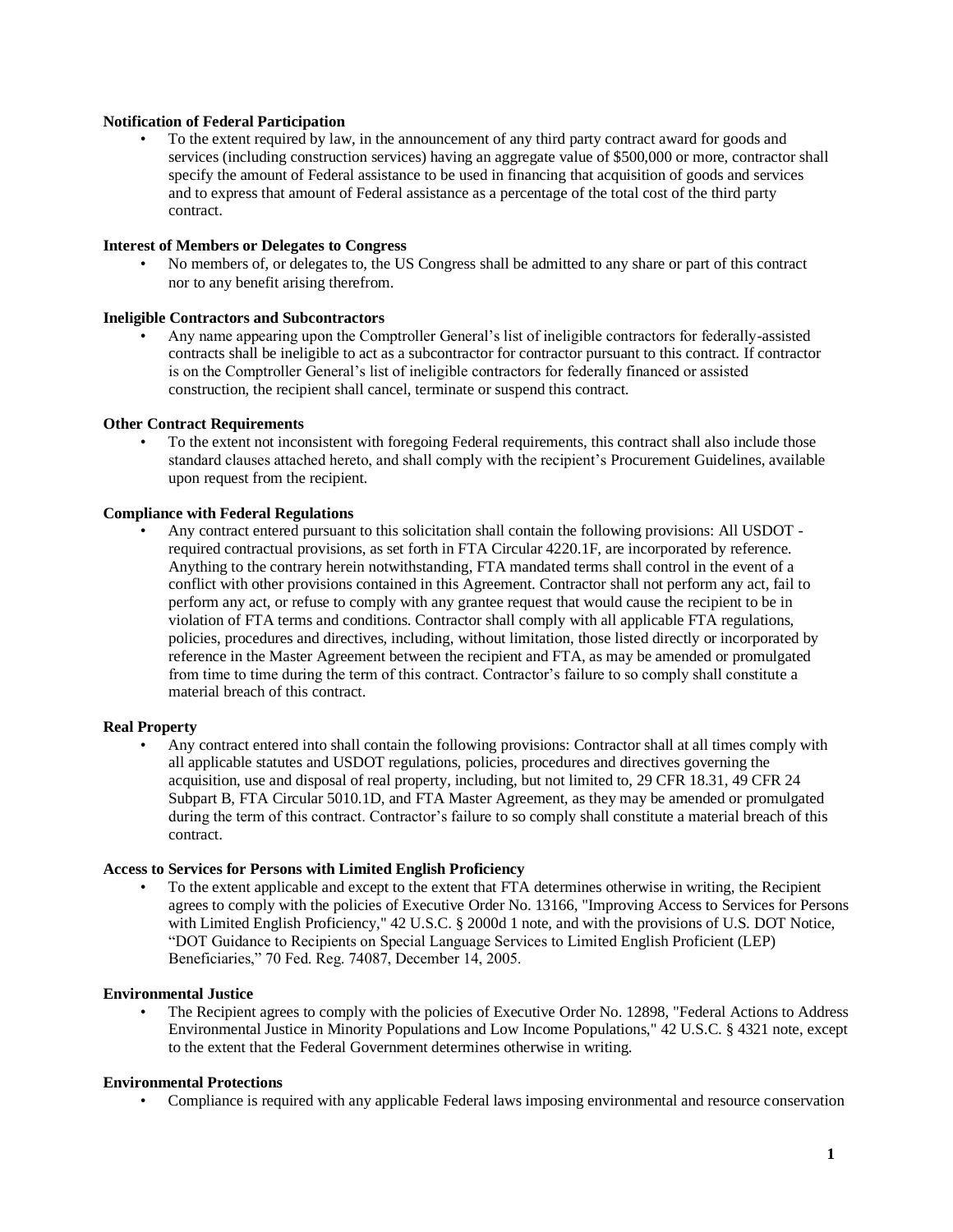**Notification of Federal Participation**

- To the extent required by law, in the announcement of any third party contract award for goods and services (including construction services) having an aggregate value of $500,000 or more, contractor shall specify the amount of Federal assistance to be used in financing that acquisition of goods and services and to express that amount of Federal assistance as a percentage of the total cost of the third party contract.

**Interest of Members or Delegates to Congress**

- No members of, or delegates to, the US Congress shall be admitted to any share or part of this contract nor to any benefit arising therefrom.

**Ineligible Contractors and Subcontractors**

- Any name appearing upon the Comptroller General's list of ineligible contractors for federally-assisted contracts shall be ineligible to act as a subcontractor for contractor pursuant to this contract. If contractor is on the Comptroller General's list of ineligible contractors for federally financed or assisted construction, the recipient shall cancel, terminate or suspend this contract.

**Other Contract Requirements**

- To the extent not inconsistent with foregoing Federal requirements, this contract shall also include those standard clauses attached hereto, and shall comply with the recipient's Procurement Guidelines, available upon request from the recipient.

**Compliance with Federal Regulations**

- Any contract entered pursuant to this solicitation shall contain the following provisions: All USDOT - required contractual provisions, as set forth in FTA Circular 4220.1F, are incorporated by reference. Anything to the contrary herein notwithstanding, FTA mandated terms shall control in the event of a conflict with other provisions contained in this Agreement. Contractor shall not perform any act, fail to perform any act, or refuse to comply with any grantee request that would cause the recipient to be in violation of FTA terms and conditions. Contractor shall comply with all applicable FTA regulations, policies, procedures and directives, including, without limitation, those listed directly or incorporated by reference in the Master Agreement between the recipient and FTA, as may be amended or promulgated from time to time during the term of this contract. Contractor's failure to so comply shall constitute a material breach of this contract.

**Real Property**

- Any contract entered into shall contain the following provisions: Contractor shall at all times comply with all applicable statutes and USDOT regulations, policies, procedures and directives governing the acquisition, use and disposal of real property, including, but not limited to, 29 CFR 18.31, 49 CFR 24 Subpart B, FTA Circular 5010.1D, and FTA Master Agreement, as they may be amended or promulgated during the term of this contract. Contractor's failure to so comply shall constitute a material breach of this contract.

**Access to Services for Persons with Limited English Proficiency**

- To the extent applicable and except to the extent that FTA determines otherwise in writing, the Recipient agrees to comply with the policies of Executive Order No. 13166, "Improving Access to Services for Persons with Limited English Proficiency," 42 U.S.C. § 2000d 1 note, and with the provisions of U.S. DOT Notice, "DOT Guidance to Recipients on Special Language Services to Limited English Proficient (LEP) Beneficiaries," 70 Fed. Reg. 74087, December 14, 2005.

**Environmental Justice**

- The Recipient agrees to comply with the policies of Executive Order No. 12898, "Federal Actions to Address Environmental Justice in Minority Populations and Low Income Populations," 42 U.S.C. § 4321 note, except to the extent that the Federal Government determines otherwise in writing.

**Environmental Protections**

- Compliance is required with any applicable Federal laws imposing environmental and resource conservation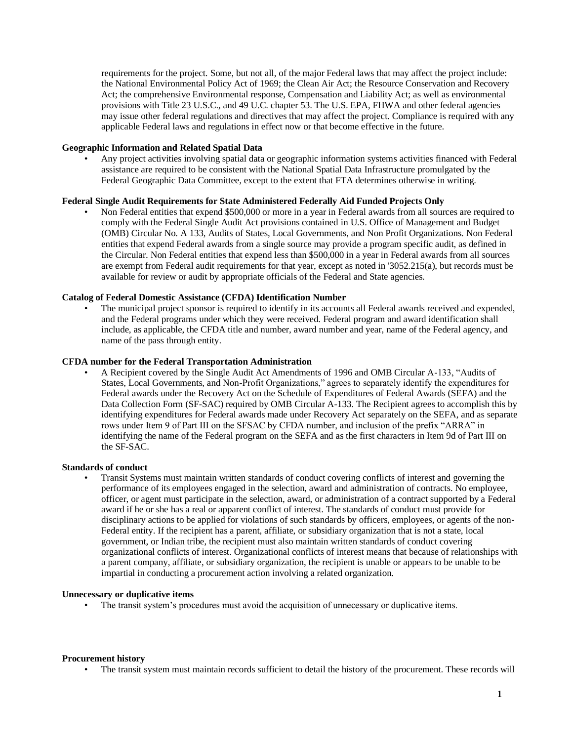requirements for the project. Some, but not all, of the major Federal laws that may affect the project include: the National Environmental Policy Act of 1969; the Clean Air Act; the Resource Conservation and Recovery Act; the comprehensive Environmental response, Compensation and Liability Act; as well as environmental provisions with Title 23 U.S.C., and 49 U.C. chapter 53. The U.S. EPA, FHWA and other federal agencies may issue other federal regulations and directives that may affect the project. Compliance is required with any applicable Federal laws and regulations in effect now or that become effective in the future.

**Geographic Information and Related Spatial Data**

- Any project activities involving spatial data or geographic information systems activities financed with Federal assistance are required to be consistent with the National Spatial Data Infrastructure promulgated by the Federal Geographic Data Committee, except to the extent that FTA determines otherwise in writing.

**Federal Single Audit Requirements for State Administered Federally Aid Funded Projects Only**

- Non Federal entities that expend $500,000 or more in a year in Federal awards from all sources are required to comply with the Federal Single Audit Act provisions contained in U.S. Office of Management and Budget (OMB) Circular No. A 133, Audits of States, Local Governments, and Non Profit Organizations. Non Federal entities that expend Federal awards from a single source may provide a program specific audit, as defined in the Circular. Non Federal entities that expend less than $500,000 in a year in Federal awards from all sources are exempt from Federal audit requirements for that year, except as noted in '3052.215(a), but records must be available for review or audit by appropriate officials of the Federal and State agencies.

**Catalog of Federal Domestic Assistance (CFDA) Identification Number**

- The municipal project sponsor is required to identify in its accounts all Federal awards received and expended, and the Federal programs under which they were received. Federal program and award identification shall include, as applicable, the CFDA title and number, award number and year, name of the Federal agency, and name of the pass through entity.

**CFDA number for the Federal Transportation Administration**

- A Recipient covered by the Single Audit Act Amendments of 1996 and OMB Circular A-133, "Audits of States, Local Governments, and Non-Profit Organizations," agrees to separately identify the expenditures for Federal awards under the Recovery Act on the Schedule of Expenditures of Federal Awards (SEFA) and the Data Collection Form (SF-SAC) required by OMB Circular A-133. The Recipient agrees to accomplish this by identifying expenditures for Federal awards made under Recovery Act separately on the SEFA, and as separate rows under Item 9 of Part III on the SFSAC by CFDA number, and inclusion of the prefix "ARRA" in identifying the name of the Federal program on the SEFA and as the first characters in Item 9d of Part III on the SF-SAC.

**Standards of conduct**

- Transit Systems must maintain written standards of conduct covering conflicts of interest and governing the performance of its employees engaged in the selection, award and administration of contracts. No employee, officer, or agent must participate in the selection, award, or administration of a contract supported by a Federal award if he or she has a real or apparent conflict of interest. The standards of conduct must provide for disciplinary actions to be applied for violations of such standards by officers, employees, or agents of the non-Federal entity. If the recipient has a parent, affiliate, or subsidiary organization that is not a state, local government, or Indian tribe, the recipient must also maintain written standards of conduct covering organizational conflicts of interest. Organizational conflicts of interest means that because of relationships with a parent company, affiliate, or subsidiary organization, the recipient is unable or appears to be unable to be impartial in conducting a procurement action involving a related organization.

**Unnecessary or duplicative items**

- The transit system's procedures must avoid the acquisition of unnecessary or duplicative items.

**Procurement history**

- The transit system must maintain records sufficient to detail the history of the procurement. These records will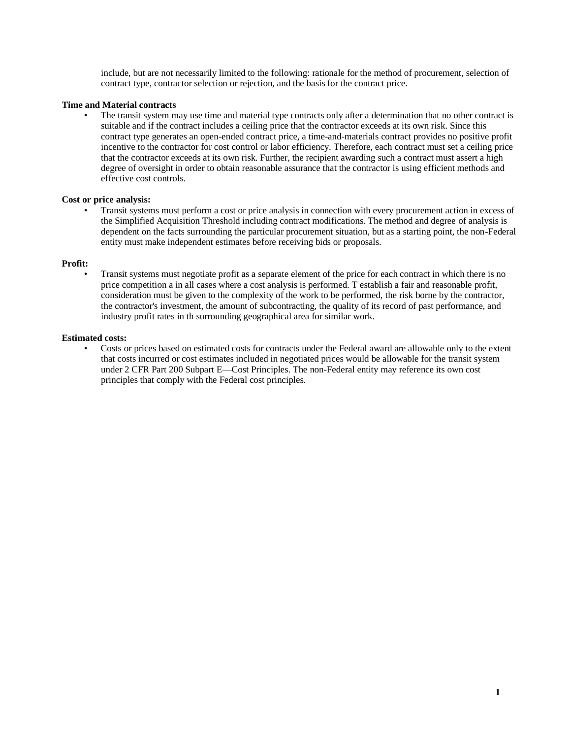include, but are not necessarily limited to the following: rationale for the method of procurement, selection of contract type, contractor selection or rejection, and the basis for the contract price.

**Time and Material contracts**

- The transit system may use time and material type contracts only after a determination that no other contract is suitable and if the contract includes a ceiling price that the contractor exceeds at its own risk. Since this contract type generates an open-ended contract price, a time-and-materials contract provides no positive profit incentive to the contractor for cost control or labor efficiency. Therefore, each contract must set a ceiling price that the contractor exceeds at its own risk. Further, the recipient awarding such a contract must assert a high degree of oversight in order to obtain reasonable assurance that the contractor is using efficient methods and effective cost controls.

**Cost or price analysis:**

- Transit systems must perform a cost or price analysis in connection with every procurement action in excess of the Simplified Acquisition Threshold including contract modifications. The method and degree of analysis is dependent on the facts surrounding the particular procurement situation, but as a starting point, the non-Federal entity must make independent estimates before receiving bids or proposals.

**Profit:**

- Transit systems must negotiate profit as a separate element of the price for each contract in which there is no price competition a in all cases where a cost analysis is performed. T establish a fair and reasonable profit, consideration must be given to the complexity of the work to be performed, the risk borne by the contractor, the contractor's investment, the amount of subcontracting, the quality of its record of past performance, and industry profit rates in th surrounding geographical area for similar work.

**Estimated costs:**

- Costs or prices based on estimated costs for contracts under the Federal award are allowable only to the extent that costs incurred or cost estimates included in negotiated prices would be allowable for the transit system under 2 CFR Part 200 Subpart E—Cost Principles. The non-Federal entity may reference its own cost principles that comply with the Federal cost principles.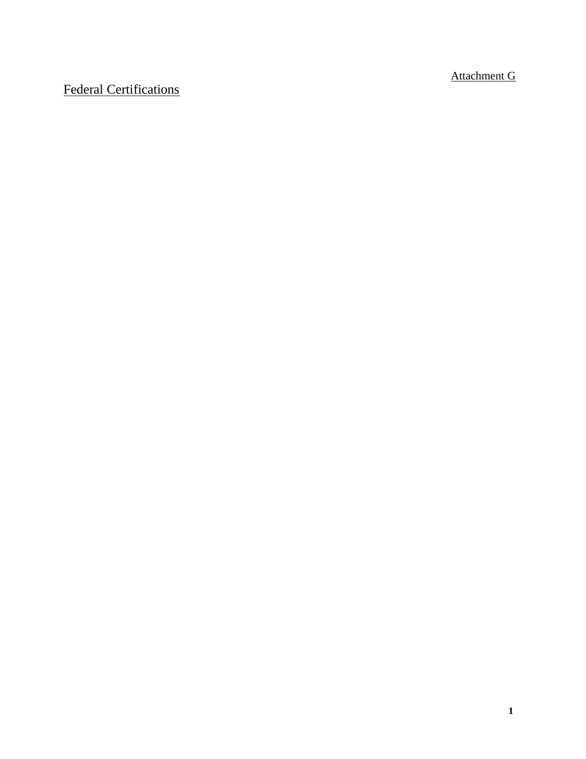Attachment G

# Federal Certifications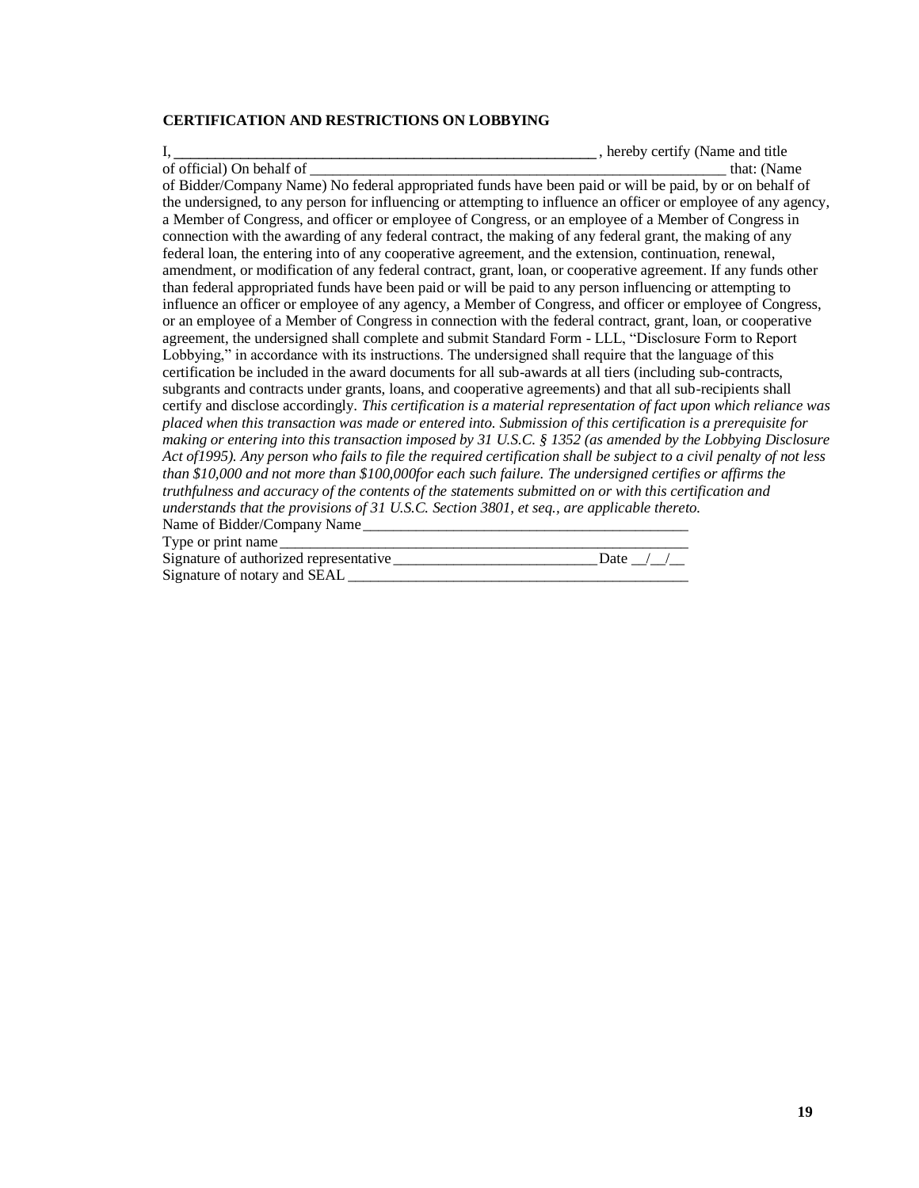**CERTIFICATION AND RESTRICTIONS ON LOBBYING**

I, ___________________________________________________________ , hereby certify (Name and title of official) On behalf of _________________________________________________________ that: (Name of Bidder/Company Name) No federal appropriated funds have been paid or will be paid, by or on behalf of the undersigned, to any person for influencing or attempting to influence an officer or employee of any agency, a Member of Congress, and officer or employee of Congress, or an employee of a Member of Congress in connection with the awarding of any federal contract, the making of any federal grant, the making of any federal loan, the entering into of any cooperative agreement, and the extension, continuation, renewal, amendment, or modification of any federal contract, grant, loan, or cooperative agreement. If any funds other than federal appropriated funds have been paid or will be paid to any person influencing or attempting to influence an officer or employee of any agency, a Member of Congress, and officer or employee of Congress, or an employee of a Member of Congress in connection with the federal contract, grant, loan, or cooperative agreement, the undersigned shall complete and submit Standard Form - LLL, "Disclosure Form to Report Lobbying," in accordance with its instructions. The undersigned shall require that the language of this certification be included in the award documents for all sub-awards at all tiers (including sub-contracts, subgrants and contracts under grants, loans, and cooperative agreements) and that all sub-recipients shall certify and disclose accordingly. *This certification is a material representation of fact upon which reliance was placed when this transaction was made or entered into. Submission of this certification is a prerequisite for making or entering into this transaction imposed by 31 U.S.C. § 1352 (as amended by the Lobbying Disclosure Act of1995). Any person who fails to file the required certification shall be subject to a civil penalty of not less than $10,000 and not more than $100,000for each such failure. The undersigned certifies or affirms the truthfulness and accuracy of the contents of the statements submitted on or with this certification and understands that the provisions of 31 U.S.C. Section 3801, et seq., are applicable thereto.*

Name of Bidder/Company Name_____________________________________________

Type or print name_______________________________________________________

Signature of authorized representative___________________________ Date __/__/__

Signature of notary and SEAL ______________________________________________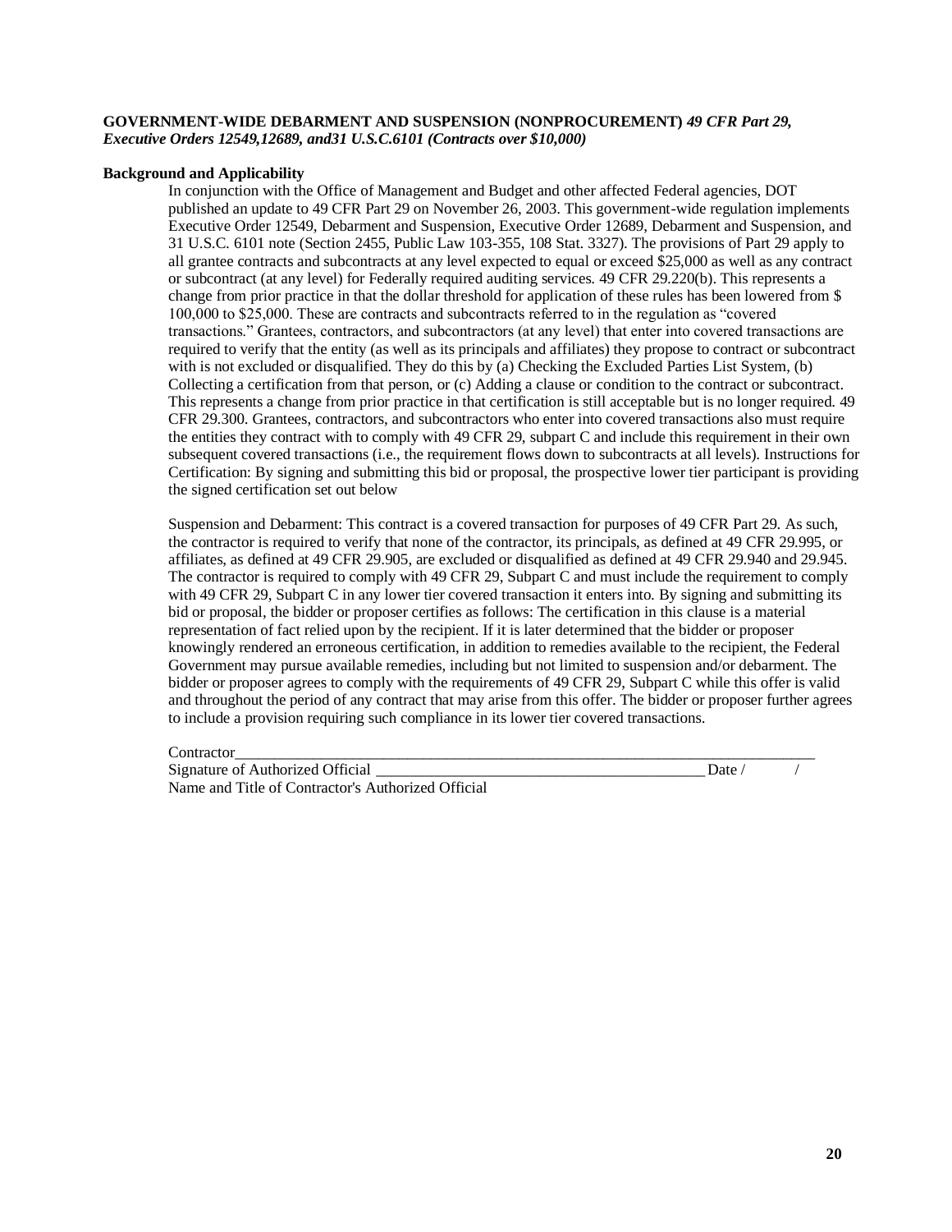**GOVERNMENT-WIDE DEBARMENT AND SUSPENSION (NONPROCUREMENT)** ***49 CFR Part 29, Executive Orders 12549,12689, and31 U.S.C.6101 (Contracts over $10,000)***

**Background and Applicability**

In conjunction with the Office of Management and Budget and other affected Federal agencies, DOT published an update to 49 CFR Part 29 on November 26, 2003. This government-wide regulation implements Executive Order 12549, Debarment and Suspension, Executive Order 12689, Debarment and Suspension, and 31 U.S.C. 6101 note (Section 2455, Public Law 103-355, 108 Stat. 3327). The provisions of Part 29 apply to all grantee contracts and subcontracts at any level expected to equal or exceed $25,000 as well as any contract or subcontract (at any level) for Federally required auditing services. 49 CFR 29.220(b). This represents a change from prior practice in that the dollar threshold for application of these rules has been lowered from $ 100,000 to $25,000. These are contracts and subcontracts referred to in the regulation as "covered transactions." Grantees, contractors, and subcontractors (at any level) that enter into covered transactions are required to verify that the entity (as well as its principals and affiliates) they propose to contract or subcontract with is not excluded or disqualified. They do this by (a) Checking the Excluded Parties List System, (b) Collecting a certification from that person, or (c) Adding a clause or condition to the contract or subcontract. This represents a change from prior practice in that certification is still acceptable but is no longer required. 49 CFR 29.300. Grantees, contractors, and subcontractors who enter into covered transactions also must require the entities they contract with to comply with 49 CFR 29, subpart C and include this requirement in their own subsequent covered transactions (i.e., the requirement flows down to subcontracts at all levels). Instructions for Certification: By signing and submitting this bid or proposal, the prospective lower tier participant is providing the signed certification set out below

Suspension and Debarment: This contract is a covered transaction for purposes of 49 CFR Part 29. As such, the contractor is required to verify that none of the contractor, its principals, as defined at 49 CFR 29.995, or affiliates, as defined at 49 CFR 29.905, are excluded or disqualified as defined at 49 CFR 29.940 and 29.945. The contractor is required to comply with 49 CFR 29, Subpart C and must include the requirement to comply with 49 CFR 29, Subpart C in any lower tier covered transaction it enters into. By signing and submitting its bid or proposal, the bidder or proposer certifies as follows: The certification in this clause is a material representation of fact relied upon by the recipient. If it is later determined that the bidder or proposer knowingly rendered an erroneous certification, in addition to remedies available to the recipient, the Federal Government may pursue available remedies, including but not limited to suspension and/or debarment. The bidder or proposer agrees to comply with the requirements of 49 CFR 29, Subpart C while this offer is valid and throughout the period of any contract that may arise from this offer. The bidder or proposer further agrees to include a provision requiring such compliance in its lower tier covered transactions.

Contractor_______________________________________________________________________________

Signature of Authorized Official ___________________________________________ Date /          /

Name and Title of Contractor's Authorized Official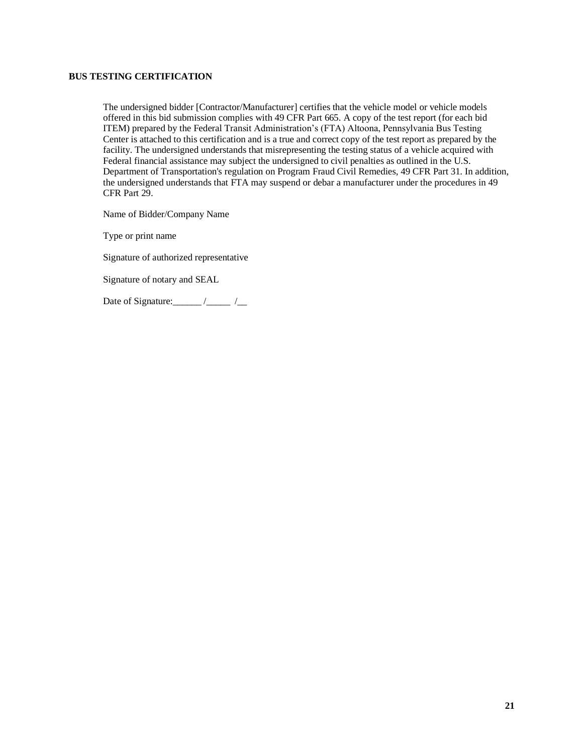**BUS TESTING CERTIFICATION**

The undersigned bidder [Contractor/Manufacturer] certifies that the vehicle model or vehicle models offered in this bid submission complies with 49 CFR Part 665. A copy of the test report (for each bid ITEM) prepared by the Federal Transit Administration's (FTA) Altoona, Pennsylvania Bus Testing Center is attached to this certification and is a true and correct copy of the test report as prepared by the facility. The undersigned understands that misrepresenting the testing status of a vehicle acquired with Federal financial assistance may subject the undersigned to civil penalties as outlined in the U.S. Department of Transportation's regulation on Program Fraud Civil Remedies, 49 CFR Part 31. In addition, the undersigned understands that FTA may suspend or debar a manufacturer under the procedures in 49 CFR Part 29.

Name of Bidder/Company Name

Type or print name

Signature of authorized representative

Signature of notary and SEAL

Date of Signature:______ /_____ /__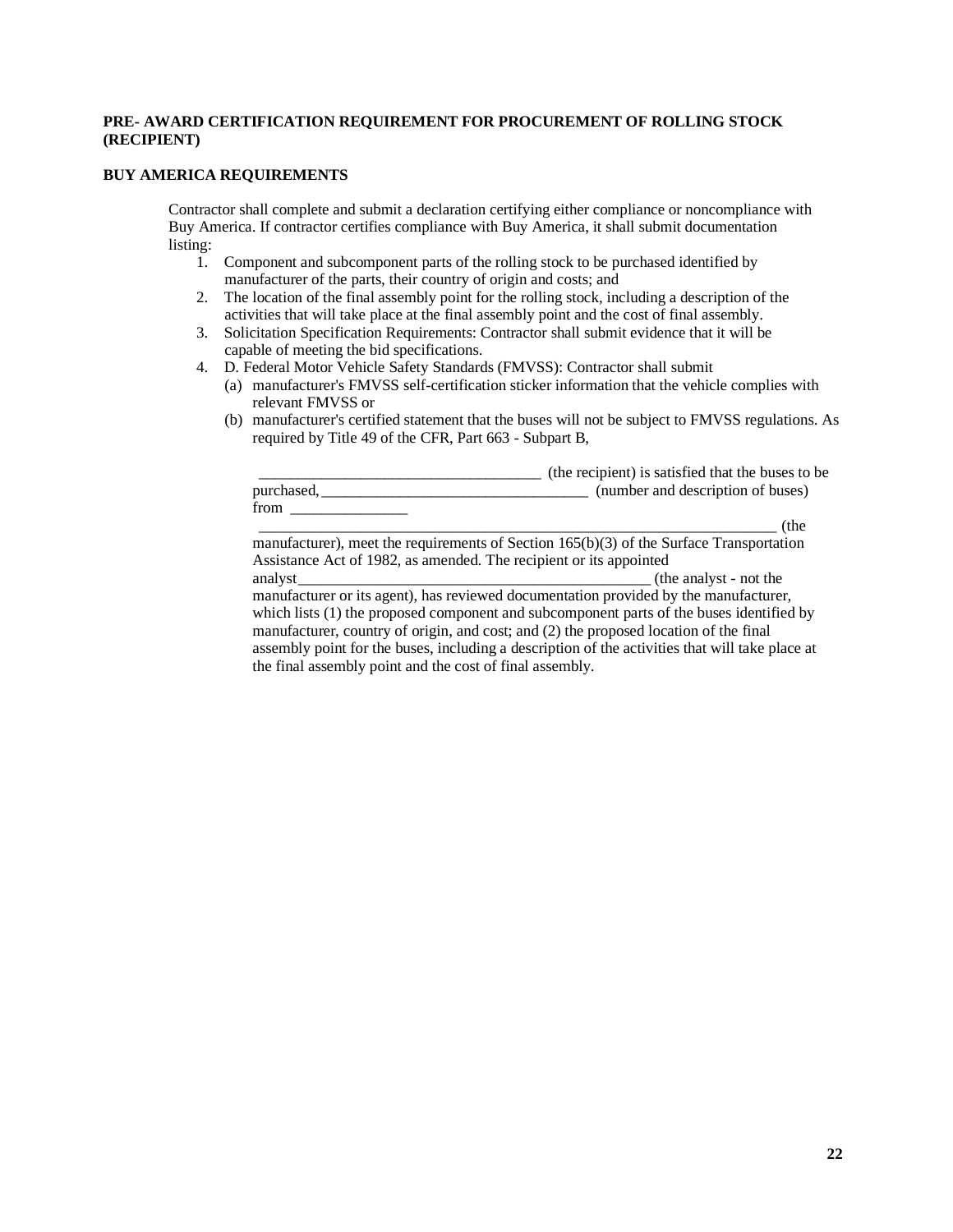**PRE- AWARD CERTIFICATION REQUIREMENT FOR PROCUREMENT OF ROLLING STOCK (RECIPIENT)**

**BUY AMERICA REQUIREMENTS**

Contractor shall complete and submit a declaration certifying either compliance or noncompliance with Buy America. If contractor certifies compliance with Buy America, it shall submit documentation listing:

1. Component and subcomponent parts of the rolling stock to be purchased identified by manufacturer of the parts, their country of origin and costs; and
2. The location of the final assembly point for the rolling stock, including a description of the activities that will take place at the final assembly point and the cost of final assembly.
3. Solicitation Specification Requirements: Contractor shall submit evidence that it will be capable of meeting the bid specifications.
4. D. Federal Motor Vehicle Safety Standards (FMVSS): Contractor shall submit
   (a) manufacturer's FMVSS self-certification sticker information that the vehicle complies with relevant FMVSS or
   (b) manufacturer's certified statement that the buses will not be subject to FMVSS regulations. As required by Title 49 of the CFR, Part 663 - Subpart B,

   ____________________________________ (the recipient) is satisfied that the buses to be purchased, __________________________________ (number and description of buses) from _______________ _____________________________________________________________________ (the manufacturer), meet the requirements of Section 165(b)(3) of the Surface Transportation Assistance Act of 1982, as amended. The recipient or its appointed analyst______________________________________________ (the analyst - not the manufacturer or its agent), has reviewed documentation provided by the manufacturer, which lists (1) the proposed component and subcomponent parts of the buses identified by manufacturer, country of origin, and cost; and (2) the proposed location of the final assembly point for the buses, including a description of the activities that will take place at the final assembly point and the cost of final assembly.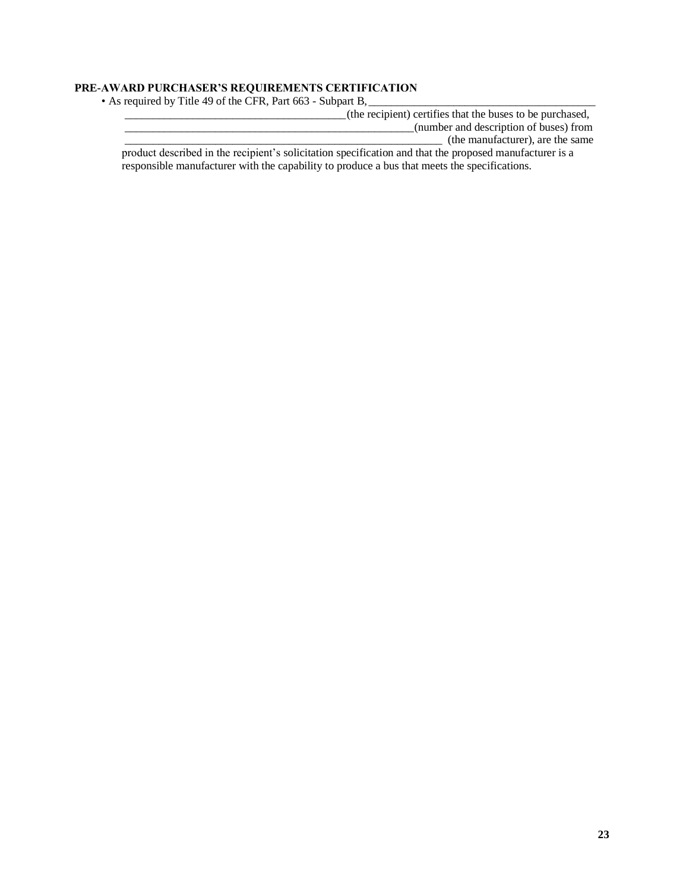**PRE-AWARD PURCHASER'S REQUIREMENTS CERTIFICATION**

- As required by Title 49 of the CFR, Part 663 - Subpart B, ________________________________________ ________________________________________(the recipient) certifies that the buses to be purchased, ______________________________________________________(number and description of buses) from ___________________________________________________________ (the manufacturer), are the same product described in the recipient's solicitation specification and that the proposed manufacturer is a responsible manufacturer with the capability to produce a bus that meets the specifications.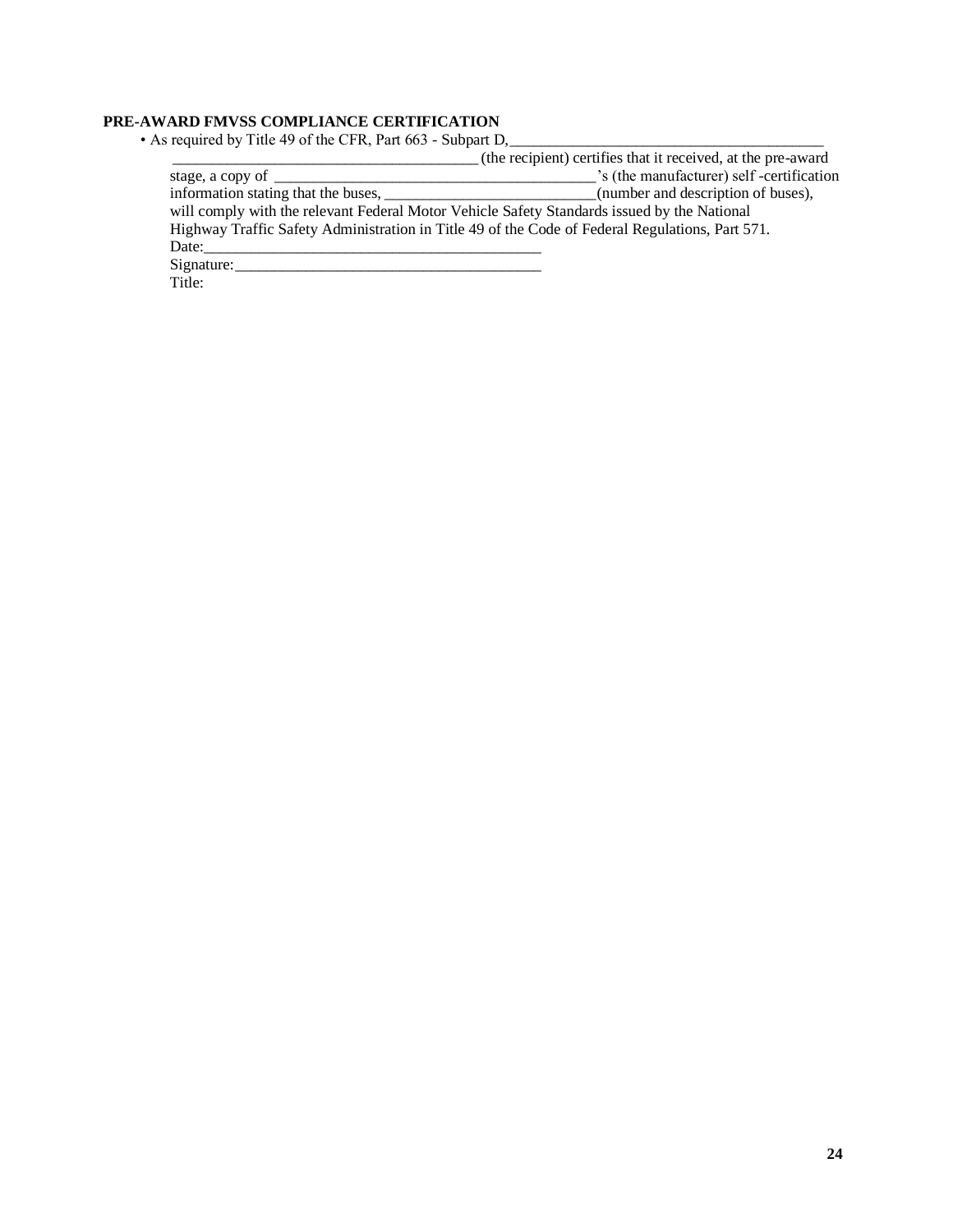**PRE-AWARD FMVSS COMPLIANCE CERTIFICATION**

- As required by Title 49 of the CFR, Part 663 - Subpart D,________________________________________ ________________________________________ (the recipient) certifies that it received, at the pre-award stage, a copy of ________________________________________'s (the manufacturer) self -certification information stating that the buses, ___________________________(number and description of buses), will comply with the relevant Federal Motor Vehicle Safety Standards issued by the National Highway Traffic Safety Administration in Title 49 of the Code of Federal Regulations, Part 571.

  Date:____________________________________________

  Signature:________________________________________

  Title: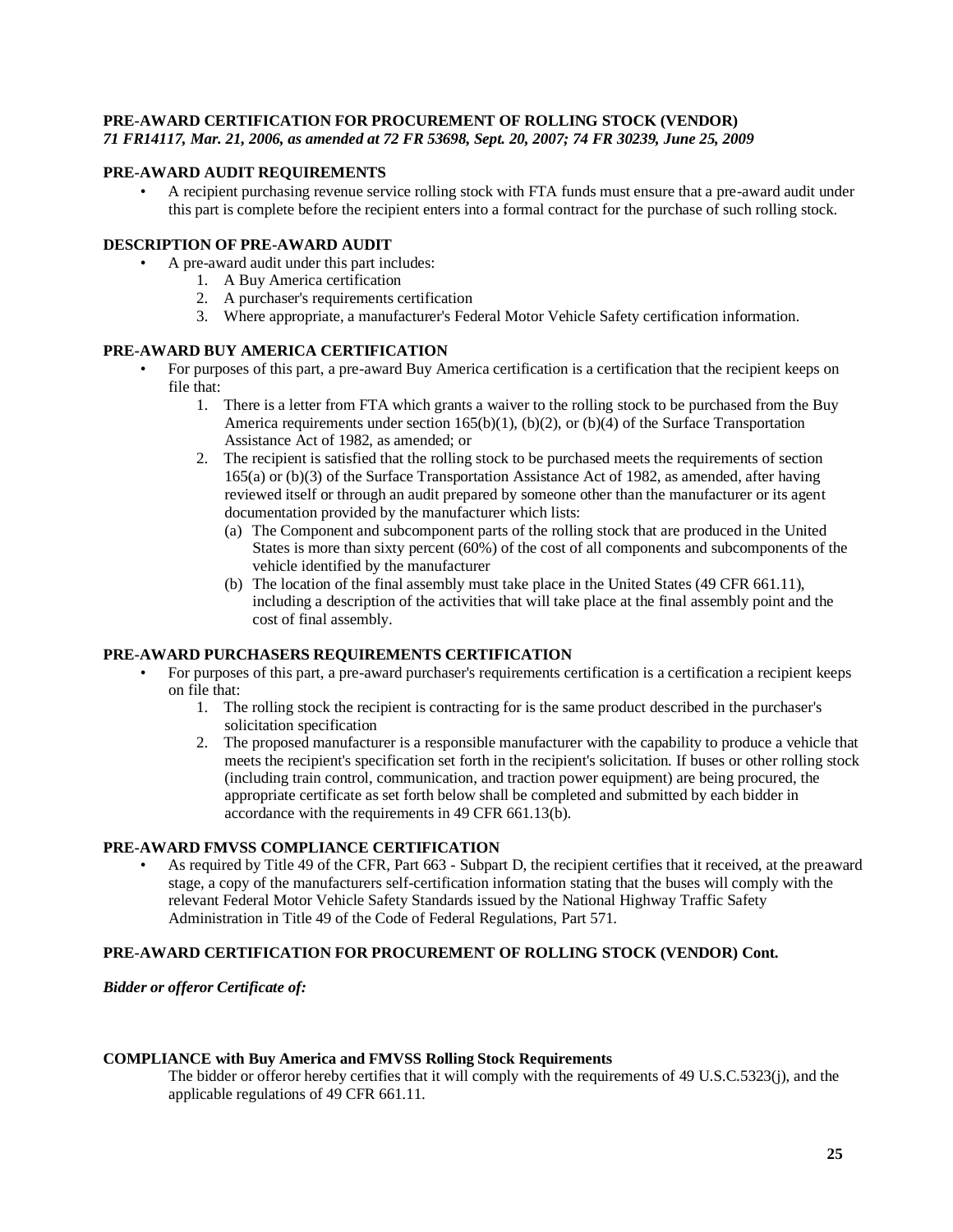**PRE-AWARD CERTIFICATION FOR PROCUREMENT OF ROLLING STOCK (VENDOR)**
***71 FR14117, Mar. 21, 2006, as amended at 72 FR 53698, Sept. 20, 2007; 74 FR 30239, June 25, 2009***

**PRE-AWARD AUDIT REQUIREMENTS**

- A recipient purchasing revenue service rolling stock with FTA funds must ensure that a pre-award audit under this part is complete before the recipient enters into a formal contract for the purchase of such rolling stock.

**DESCRIPTION OF PRE-AWARD AUDIT**

- A pre-award audit under this part includes:
    1. A Buy America certification
    2. A purchaser's requirements certification
    3. Where appropriate, a manufacturer's Federal Motor Vehicle Safety certification information.

**PRE-AWARD BUY AMERICA CERTIFICATION**

- For purposes of this part, a pre-award Buy America certification is a certification that the recipient keeps on file that:
    1. There is a letter from FTA which grants a waiver to the rolling stock to be purchased from the Buy America requirements under section 165(b)(1), (b)(2), or (b)(4) of the Surface Transportation Assistance Act of 1982, as amended; or
    2. The recipient is satisfied that the rolling stock to be purchased meets the requirements of section 165(a) or (b)(3) of the Surface Transportation Assistance Act of 1982, as amended, after having reviewed itself or through an audit prepared by someone other than the manufacturer or its agent documentation provided by the manufacturer which lists:
        (a) The Component and subcomponent parts of the rolling stock that are produced in the United States is more than sixty percent (60%) of the cost of all components and subcomponents of the vehicle identified by the manufacturer
        (b) The location of the final assembly must take place in the United States (49 CFR 661.11), including a description of the activities that will take place at the final assembly point and the cost of final assembly.

**PRE-AWARD PURCHASERS REQUIREMENTS CERTIFICATION**

- For purposes of this part, a pre-award purchaser's requirements certification is a certification a recipient keeps on file that:
    1. The rolling stock the recipient is contracting for is the same product described in the purchaser's solicitation specification
    2. The proposed manufacturer is a responsible manufacturer with the capability to produce a vehicle that meets the recipient's specification set forth in the recipient's solicitation. If buses or other rolling stock (including train control, communication, and traction power equipment) are being procured, the appropriate certificate as set forth below shall be completed and submitted by each bidder in accordance with the requirements in 49 CFR 661.13(b).

**PRE-AWARD FMVSS COMPLIANCE CERTIFICATION**

- As required by Title 49 of the CFR, Part 663 - Subpart D, the recipient certifies that it received, at the preaward stage, a copy of the manufacturers self-certification information stating that the buses will comply with the relevant Federal Motor Vehicle Safety Standards issued by the National Highway Traffic Safety Administration in Title 49 of the Code of Federal Regulations, Part 571.

**PRE-AWARD CERTIFICATION FOR PROCUREMENT OF ROLLING STOCK (VENDOR) Cont.**

***Bidder or offeror Certificate of:***

**COMPLIANCE with Buy America and FMVSS Rolling Stock Requirements**

The bidder or offeror hereby certifies that it will comply with the requirements of 49 U.S.C.5323(j), and the applicable regulations of 49 CFR 661.11.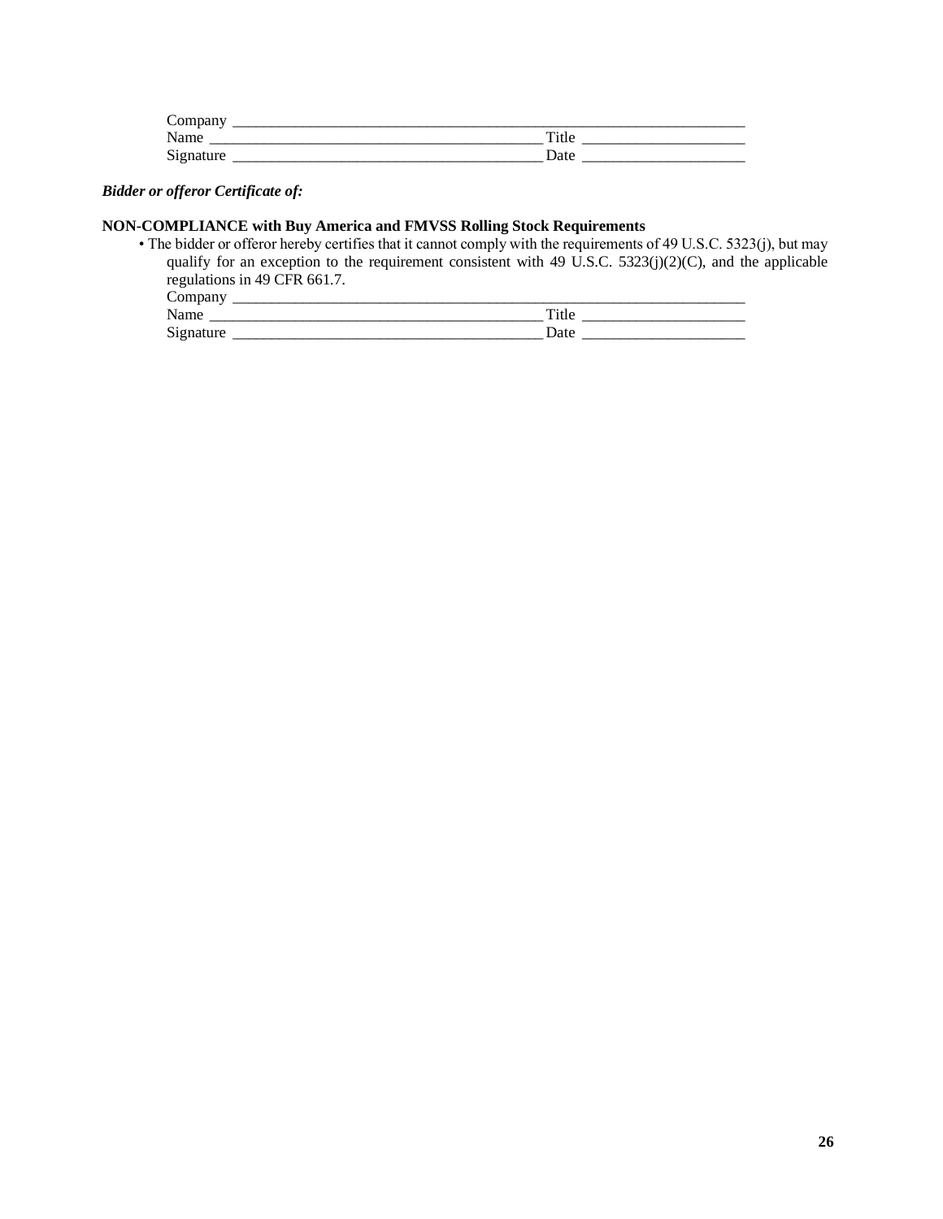Company ______________________________________________________________________
Name ______________________________________________ Title ______________________
Signature ___________________________________________ Date ______________________

***Bidder or offeror Certificate of:***

**NON-COMPLIANCE with Buy America and FMVSS Rolling Stock Requirements**

- The bidder or offeror hereby certifies that it cannot comply with the requirements of 49 U.S.C. 5323(j), but may qualify for an exception to the requirement consistent with 49 U.S.C. 5323(j)(2)(C), and the applicable regulations in 49 CFR 661.7.

  Company ______________________________________________________________________
  Name ______________________________________________ Title ______________________
  Signature ___________________________________________ Date ______________________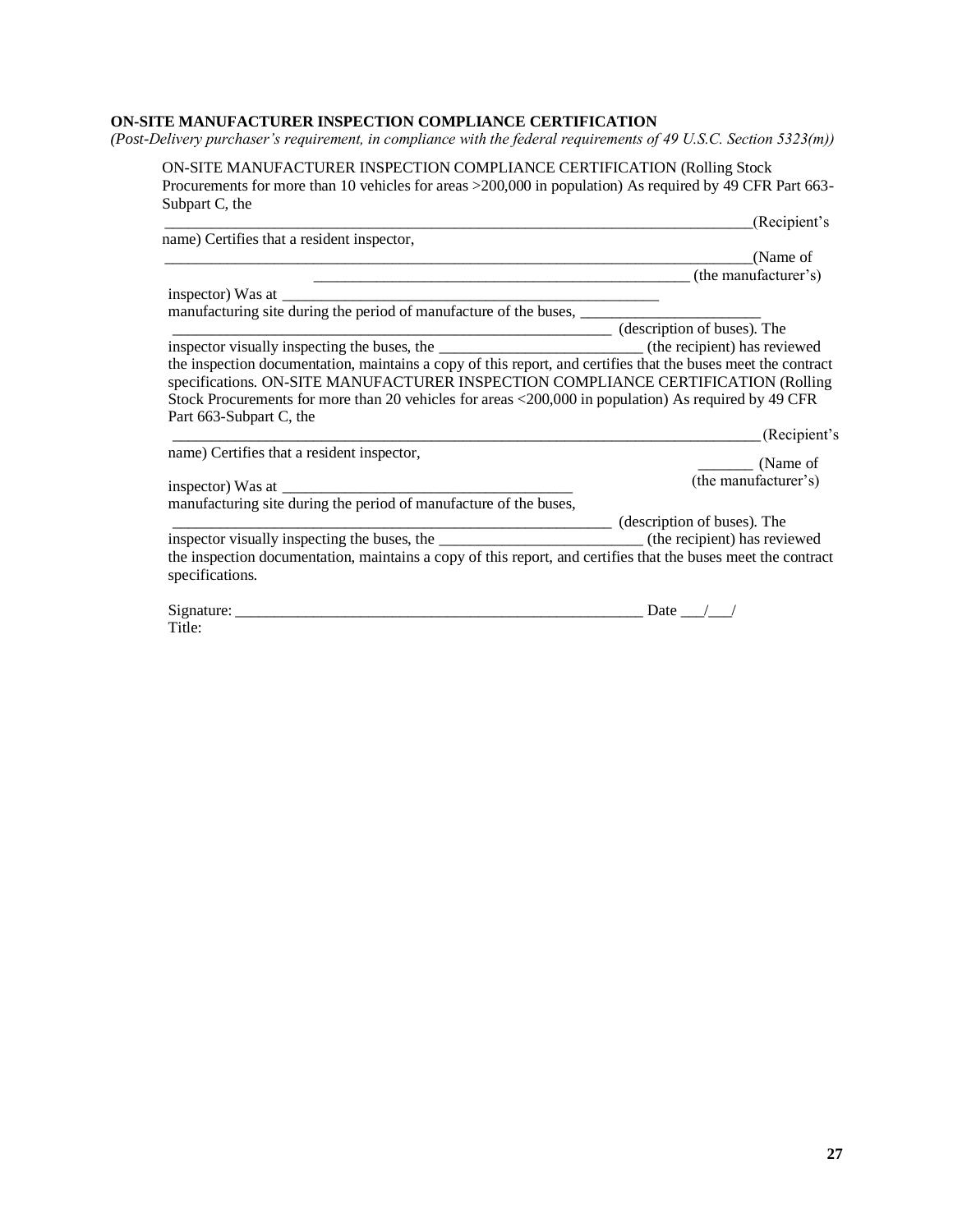**ON-SITE MANUFACTURER INSPECTION COMPLIANCE CERTIFICATION**

*(Post-Delivery purchaser's requirement, in compliance with the federal requirements of 49 U.S.C. Section 5323(m))*

ON-SITE MANUFACTURER INSPECTION COMPLIANCE CERTIFICATION (Rolling Stock Procurements for more than 10 vehicles for areas >200,000 in population) As required by 49 CFR Part 663-Subpart C, the

\_\_\_\_\_\_\_\_\_\_\_\_\_\_\_\_\_\_\_\_\_\_\_\_\_\_\_\_\_\_\_\_\_\_\_\_\_\_\_\_\_\_\_\_\_\_\_\_\_\_\_\_\_\_\_\_\_\_\_\_\_\_\_\_\_\_\_\_\_\_\_\_\_\_\_\_(Recipient's name) Certifies that a resident inspector,

\_\_\_\_\_\_\_\_\_\_\_\_\_\_\_\_\_\_\_\_\_\_\_\_\_\_\_\_\_\_\_\_\_\_\_\_\_\_\_\_\_\_\_\_\_\_\_\_\_\_\_\_\_\_\_\_\_\_\_\_\_\_\_\_\_\_\_\_\_\_\_\_\_\_\_\_(Name of inspector) Was at \_\_\_\_\_\_\_\_\_\_\_\_\_\_\_\_\_\_\_\_\_\_\_\_\_\_\_\_\_\_\_\_\_\_\_\_\_\_\_\_\_\_\_\_\_\_\_\_\_\_ (the manufacturer's) manufacturing site during the period of manufacture of the buses, \_\_\_\_\_\_\_\_\_\_\_\_\_\_\_\_\_\_\_\_\_\_\_\_

\_\_\_\_\_\_\_\_\_\_\_\_\_\_\_\_\_\_\_\_\_\_\_\_\_\_\_\_\_\_\_\_\_\_\_\_\_\_\_\_\_\_\_\_\_\_\_\_\_\_\_\_\_\_\_\_\_\_ (description of buses). The inspector visually inspecting the buses, the \_\_\_\_\_\_\_\_\_\_\_\_\_\_\_\_\_\_\_\_\_\_\_\_\_\_\_ (the recipient) has reviewed the inspection documentation, maintains a copy of this report, and certifies that the buses meet the contract specifications. ON-SITE MANUFACTURER INSPECTION COMPLIANCE CERTIFICATION (Rolling Stock Procurements for more than 20 vehicles for areas <200,000 in population) As required by 49 CFR Part 663-Subpart C, the

\_\_\_\_\_\_\_\_\_\_\_\_\_\_\_\_\_\_\_\_\_\_\_\_\_\_\_\_\_\_\_\_\_\_\_\_\_\_\_\_\_\_\_\_\_\_\_\_\_\_\_\_\_\_\_\_\_\_\_\_\_\_\_\_\_\_\_\_\_\_\_\_\_\_\_\_(Recipient's name) Certifies that a resident inspector, \_\_\_\_\_\_\_ (Name of inspector) Was at \_\_\_\_\_\_\_\_\_\_\_\_\_\_\_\_\_\_\_\_\_\_\_\_\_\_\_\_\_\_\_\_\_\_\_\_\_\_ (the manufacturer's) manufacturing site during the period of manufacture of the buses,

\_\_\_\_\_\_\_\_\_\_\_\_\_\_\_\_\_\_\_\_\_\_\_\_\_\_\_\_\_\_\_\_\_\_\_\_\_\_\_\_\_\_\_\_\_\_\_\_\_\_\_\_\_\_\_\_\_\_ (description of buses). The inspector visually inspecting the buses, the \_\_\_\_\_\_\_\_\_\_\_\_\_\_\_\_\_\_\_\_\_\_\_\_\_\_\_ (the recipient) has reviewed the inspection documentation, maintains a copy of this report, and certifies that the buses meet the contract specifications.

Signature: \_\_\_\_\_\_\_\_\_\_\_\_\_\_\_\_\_\_\_\_\_\_\_\_\_\_\_\_\_\_\_\_\_\_\_\_\_\_\_\_\_\_\_\_\_\_\_\_\_\_\_\_\_\_ Date \_\_\_/\_\_\_/

Title: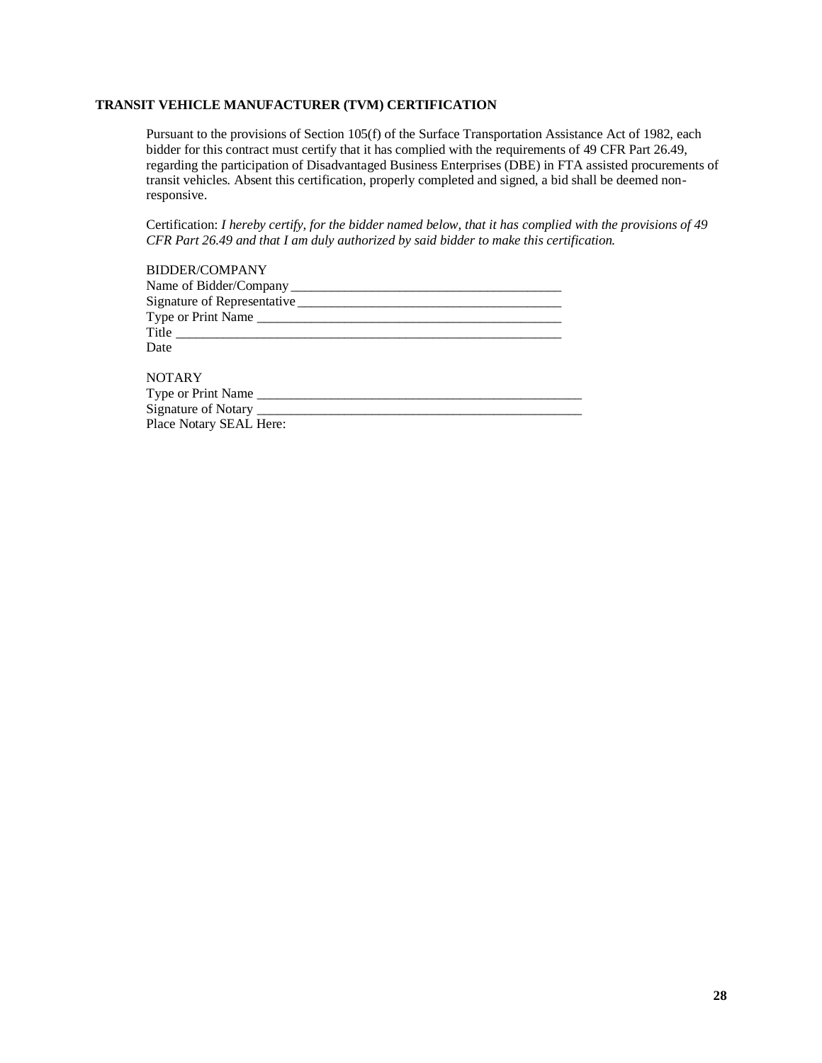**TRANSIT VEHICLE MANUFACTURER (TVM) CERTIFICATION**

Pursuant to the provisions of Section 105(f) of the Surface Transportation Assistance Act of 1982, each bidder for this contract must certify that it has complied with the requirements of 49 CFR Part 26.49, regarding the participation of Disadvantaged Business Enterprises (DBE) in FTA assisted procurements of transit vehicles. Absent this certification, properly completed and signed, a bid shall be deemed non-responsive.

Certification: *I hereby certify, for the bidder named below, that it has complied with the provisions of 49 CFR Part 26.49 and that I am duly authorized by said bidder to make this certification.*

BIDDER/COMPANY
Name of Bidder/Company ________________________________________
Signature of Representative ________________________________________
Type or Print Name ______________________________________________
Title ___________________________________________________________
Date

NOTARY
Type or Print Name ___________________________________________________
Signature of Notary ___________________________________________________
Place Notary SEAL Here: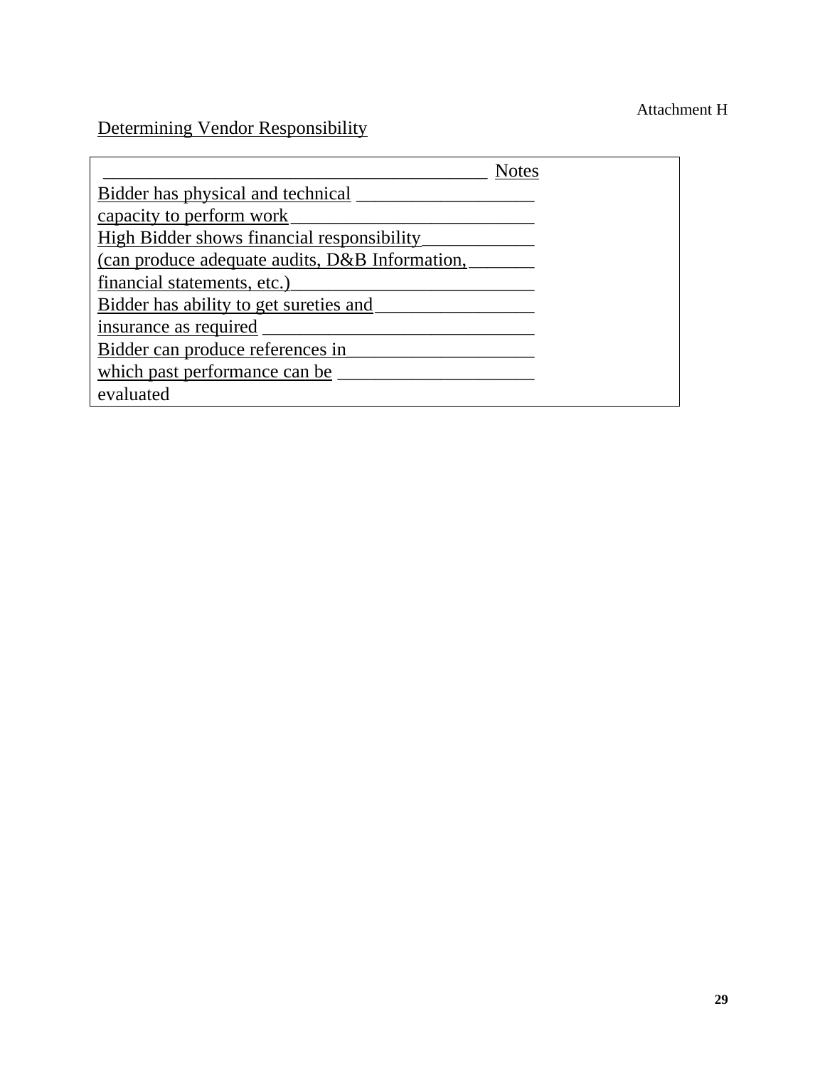Attachment H

Determining Vendor Responsibility

| | Notes |
|---|---|
| Bidder has physical and technical capacity to perform work | |
| High Bidder shows financial responsibility (can produce adequate audits, D&B Information, financial statements, etc.) | |
| Bidder has ability to get sureties and insurance as required | |
| Bidder can produce references in which past performance can be evaluated | |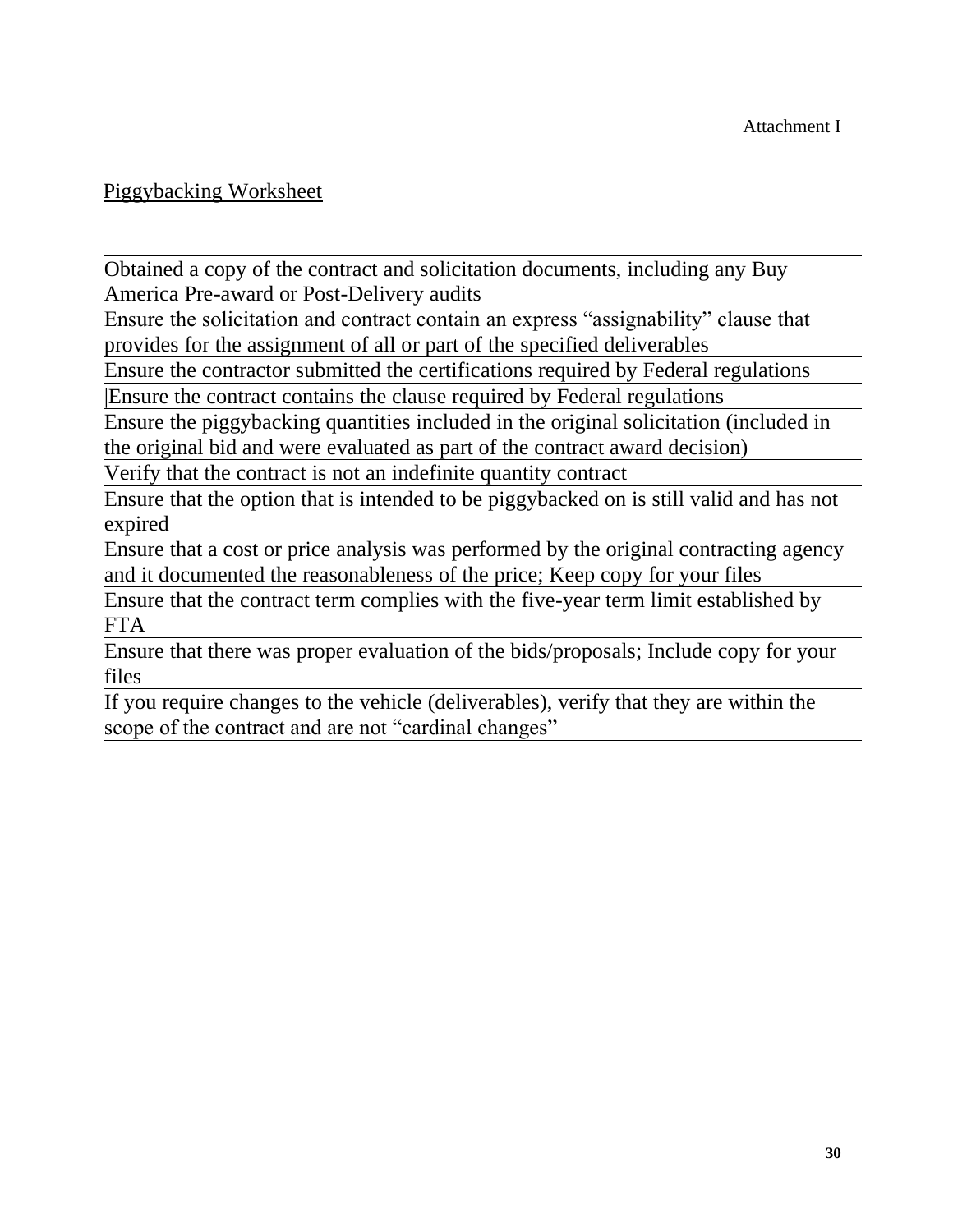Attachment I

Piggybacking Worksheet

| |
|---|
| Obtained a copy of the contract and solicitation documents, including any Buy America Pre-award or Post-Delivery audits |
| Ensure the solicitation and contract contain an express "assignability" clause that provides for the assignment of all or part of the specified deliverables |
| Ensure the contractor submitted the certifications required by Federal regulations |
| Ensure the contract contains the clause required by Federal regulations |
| Ensure the piggybacking quantities included in the original solicitation (included in the original bid and were evaluated as part of the contract award decision) |
| Verify that the contract is not an indefinite quantity contract |
| Ensure that the option that is intended to be piggybacked on is still valid and has not expired |
| Ensure that a cost or price analysis was performed by the original contracting agency and it documented the reasonableness of the price; Keep copy for your files |
| Ensure that the contract term complies with the five-year term limit established by FTA |
| Ensure that there was proper evaluation of the bids/proposals; Include copy for your files |
| If you require changes to the vehicle (deliverables), verify that they are within the scope of the contract and are not "cardinal changes" |